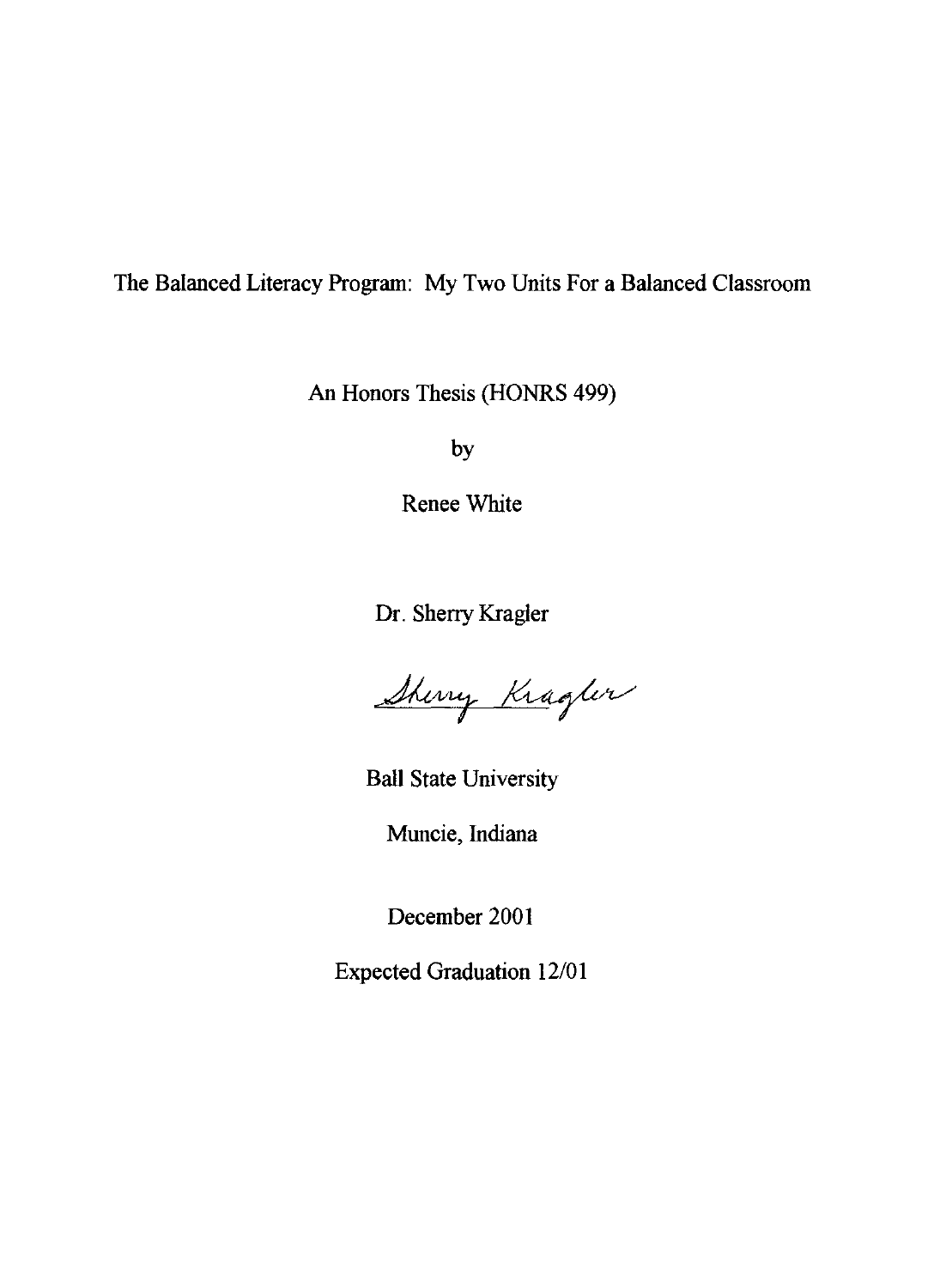# The Balanced Literacy Program: My Two Units For a Balanced Classroom

An Honors Thesis (HONRS 499)

by

Renee White

Dr. Sherry Kragler

*Sherry Kragler*

Ball State University

Muncie, Indiana

December 2001

Expected Graduation 12/01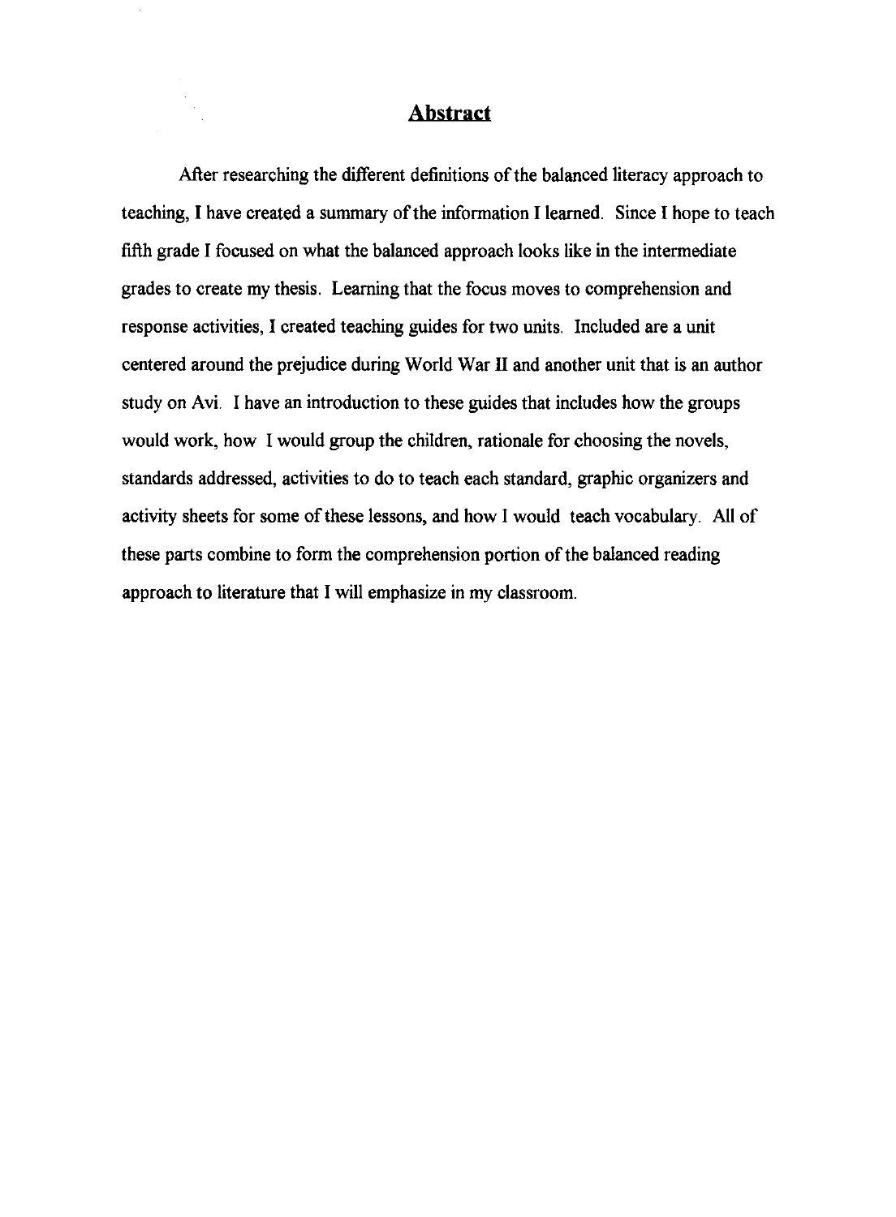# Abstract

After researching the different definitions of the balanced literacy approach to teaching, I have created a summary of the information I learned. Since I hope to teach fifth grade I focused on what the balanced approach looks like in the intermediate grades to create my thesis. Learning that the focus moves to comprehension and response activities, I created teaching guides for two units. Included are a unit centered around the prejudice during World War II and another unit that is an author study on Avi. I have an introduction to these guides that includes how the groups would work, how I would group the children, rationale for choosing the novels, standards addressed, activities to do to teach each standard, graphic organizers and activity sheets for some of these lessons, and how I would teach vocabulary. All of these parts combine to form the comprehension portion of the balanced reading approach to literature that I will emphasize in my classroom.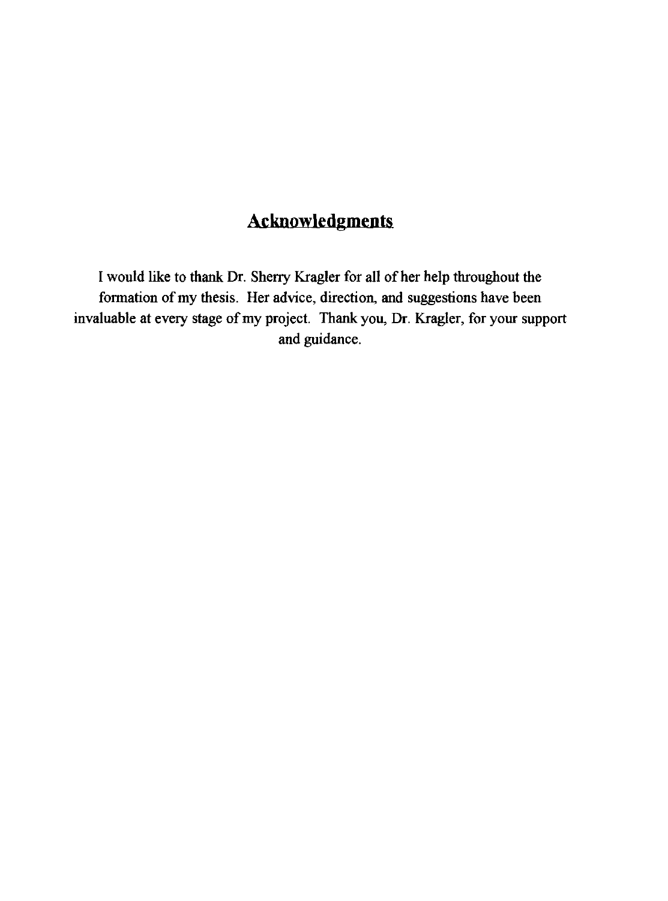## Acknowledgments

I would like to thank Dr. Sherry Kragler for all of her help throughout the formation of my thesis. Her advice, direction, and suggestions have been invaluable at every stage of my project. Thank you, Dr. Kragler, for your support and guidance.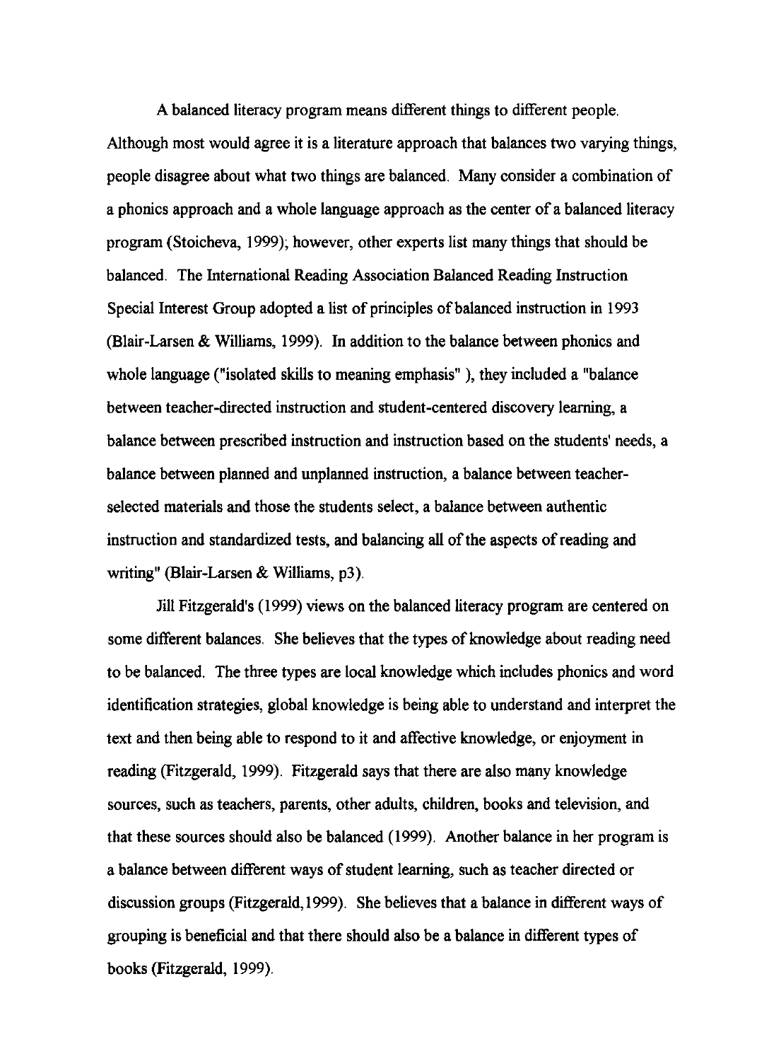A balanced literacy program means different things to different people. Although most would agree it is a literature approach that balances two varying things, people disagree about what two things are balanced. Many consider a combination of a phonics approach and a whole language approach as the center of a balanced literacy program (Stoicheva, 1999); however, other experts list many things that should be balanced. The International Reading Association Balanced Reading Instruction Special Interest Group adopted a list of principles of balanced instruction in 1993 (Blair-Larsen & Williams, 1999). In addition to the balance between phonics and whole language ("isolated skills to meaning emphasis" ), they included a "balance between teacher-directed instruction and student-centered discovery learning, a balance between prescribed instruction and instruction based on the students' needs, a balance between planned and unplanned instruction, a balance between teacher-selected materials and those the students select, a balance between authentic instruction and standardized tests, and balancing all of the aspects of reading and writing" (Blair-Larsen & Williams, p3).

Jill Fitzgerald's (1999) views on the balanced literacy program are centered on some different balances. She believes that the types of knowledge about reading need to be balanced. The three types are local knowledge which includes phonics and word identification strategies, global knowledge is being able to understand and interpret the text and then being able to respond to it and affective knowledge, or enjoyment in reading (Fitzgerald, 1999). Fitzgerald says that there are also many knowledge sources, such as teachers, parents, other adults, children, books and television, and that these sources should also be balanced (1999). Another balance in her program is a balance between different ways of student learning, such as teacher directed or discussion groups (Fitzgerald,1999). She believes that a balance in different ways of grouping is beneficial and that there should also be a balance in different types of books (Fitzgerald, 1999).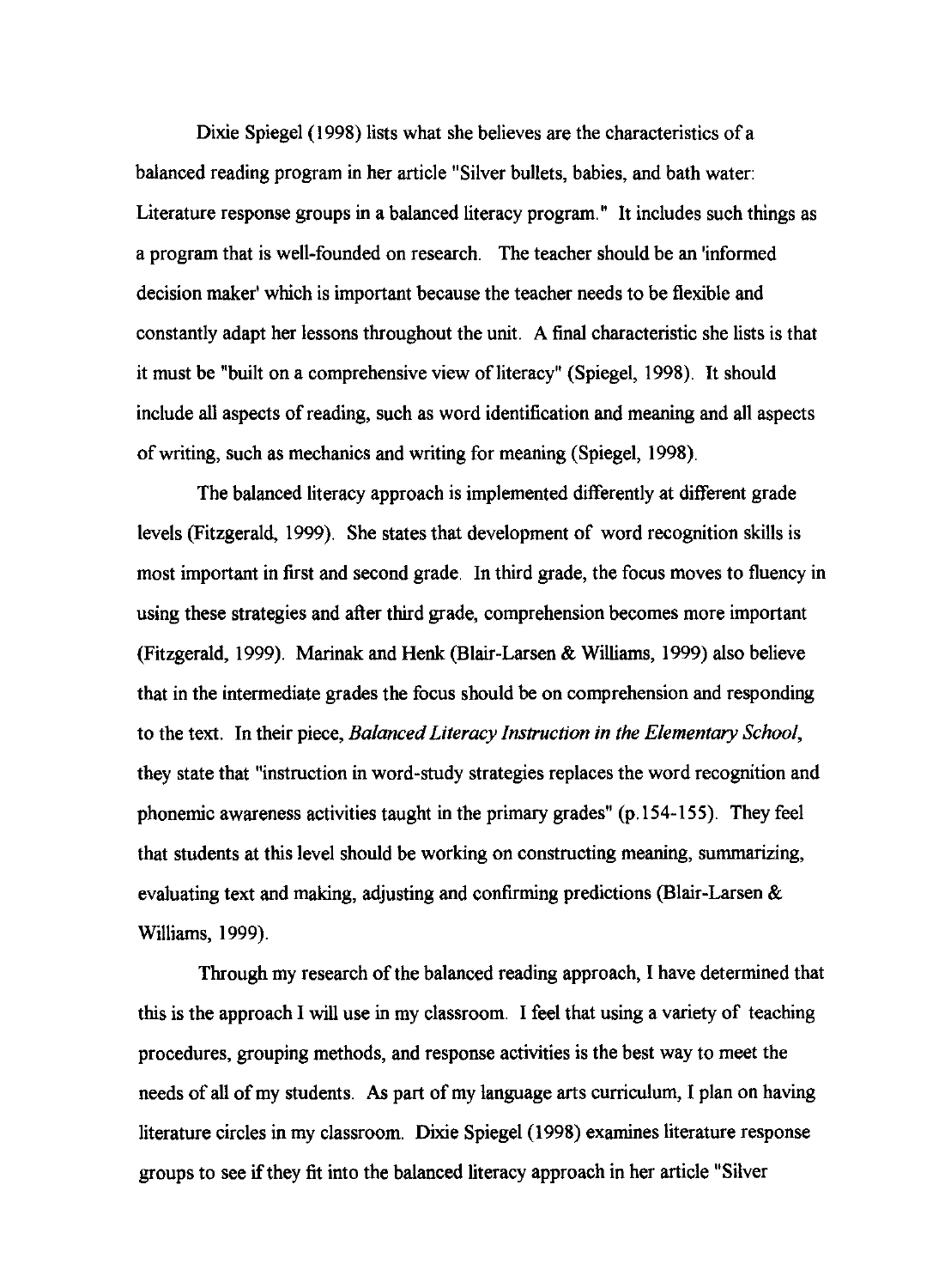Dixie Spiegel (1998) lists what she believes are the characteristics of a balanced reading program in her article "Silver bullets, babies, and bath water: Literature response groups in a balanced literacy program." It includes such things as a program that is well-founded on research. The teacher should be an 'informed decision maker' which is important because the teacher needs to be flexible and constantly adapt her lessons throughout the unit. A final characteristic she lists is that it must be "built on a comprehensive view of literacy" (Spiegel, 1998). It should include all aspects of reading, such as word identification and meaning and all aspects of writing, such as mechanics and writing for meaning (Spiegel, 1998).

The balanced literacy approach is implemented differently at different grade levels (Fitzgerald, 1999). She states that development of word recognition skills is most important in first and second grade. In third grade, the focus moves to fluency in using these strategies and after third grade, comprehension becomes more important (Fitzgerald, 1999). Marinak and Henk (Blair-Larsen & Williams, 1999) also believe that in the intermediate grades the focus should be on comprehension and responding to the text. In their piece, *Balanced Literacy Instruction in the Elementary School*, they state that "instruction in word-study strategies replaces the word recognition and phonemic awareness activities taught in the primary grades" (p.154-155). They feel that students at this level should be working on constructing meaning, summarizing, evaluating text and making, adjusting and confirming predictions (Blair-Larsen & Williams, 1999).

Through my research of the balanced reading approach, I have determined that this is the approach I will use in my classroom. I feel that using a variety of teaching procedures, grouping methods, and response activities is the best way to meet the needs of all of my students. As part of my language arts curriculum, I plan on having literature circles in my classroom. Dixie Spiegel (1998) examines literature response groups to see if they fit into the balanced literacy approach in her article "Silver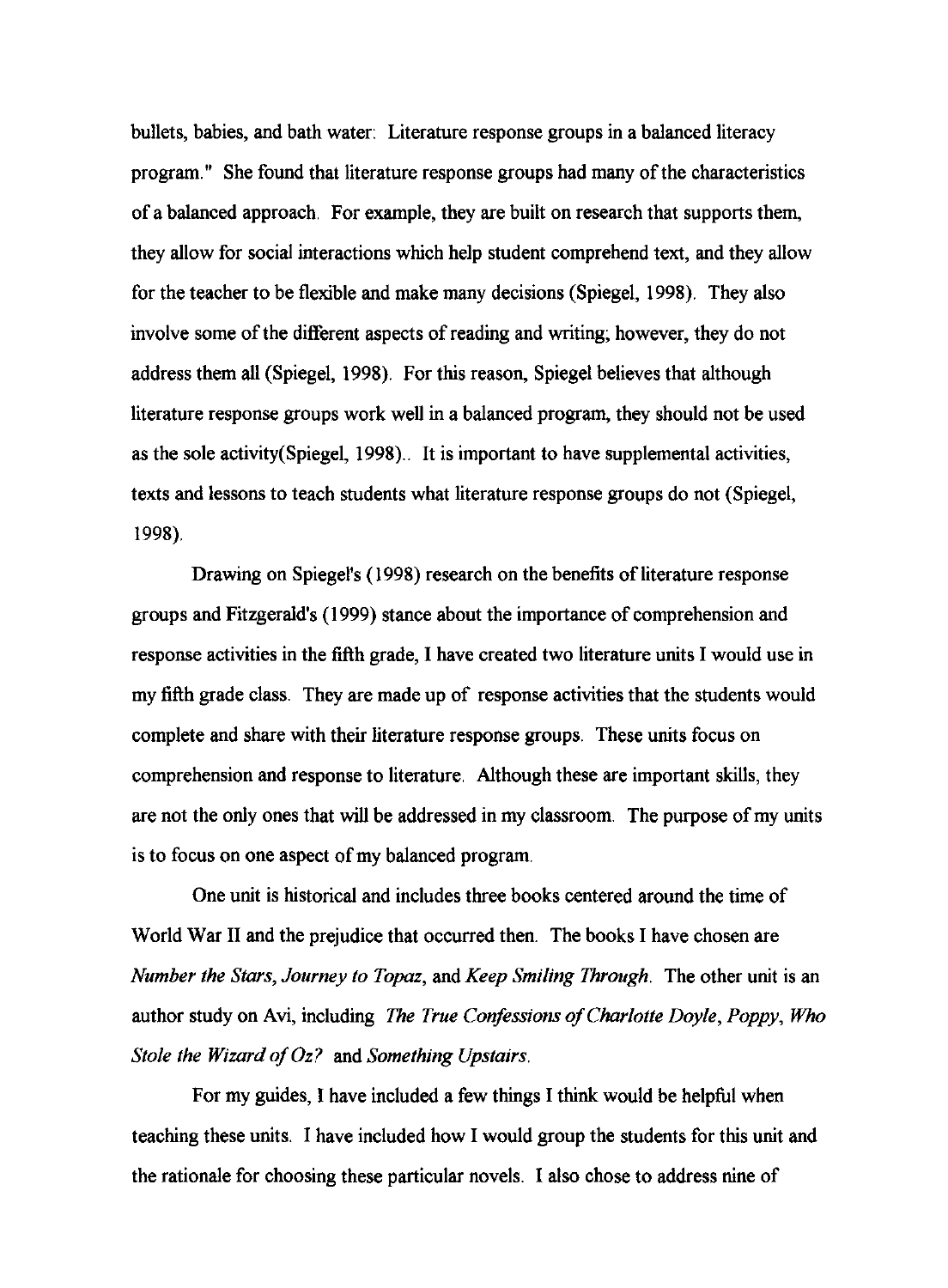bullets, babies, and bath water: Literature response groups in a balanced literacy program." She found that literature response groups had many of the characteristics of a balanced approach. For example, they are built on research that supports them, they allow for social interactions which help student comprehend text, and they allow for the teacher to be flexible and make many decisions (Spiegel, 1998). They also involve some of the different aspects of reading and writing; however, they do not address them all (Spiegel, 1998). For this reason, Spiegel believes that although literature response groups work well in a balanced program, they should not be used as the sole activity(Spiegel, 1998).. It is important to have supplemental activities, texts and lessons to teach students what literature response groups do not (Spiegel, 1998).

Drawing on Spiegel's (1998) research on the benefits of literature response groups and Fitzgerald's (1999) stance about the importance of comprehension and response activities in the fifth grade, I have created two literature units I would use in my fifth grade class. They are made up of response activities that the students would complete and share with their literature response groups. These units focus on comprehension and response to literature. Although these are important skills, they are not the only ones that will be addressed in my classroom. The purpose of my units is to focus on one aspect of my balanced program.

One unit is historical and includes three books centered around the time of World War II and the prejudice that occurred then. The books I have chosen are *Number the Stars, Journey to Topaz*, and *Keep Smiling Through*. The other unit is an author study on Avi, including *The True Confessions of Charlotte Doyle*, *Poppy*, *Who Stole the Wizard of Oz?* and *Something Upstairs*.

For my guides, I have included a few things I think would be helpful when teaching these units. I have included how I would group the students for this unit and the rationale for choosing these particular novels. I also chose to address nine of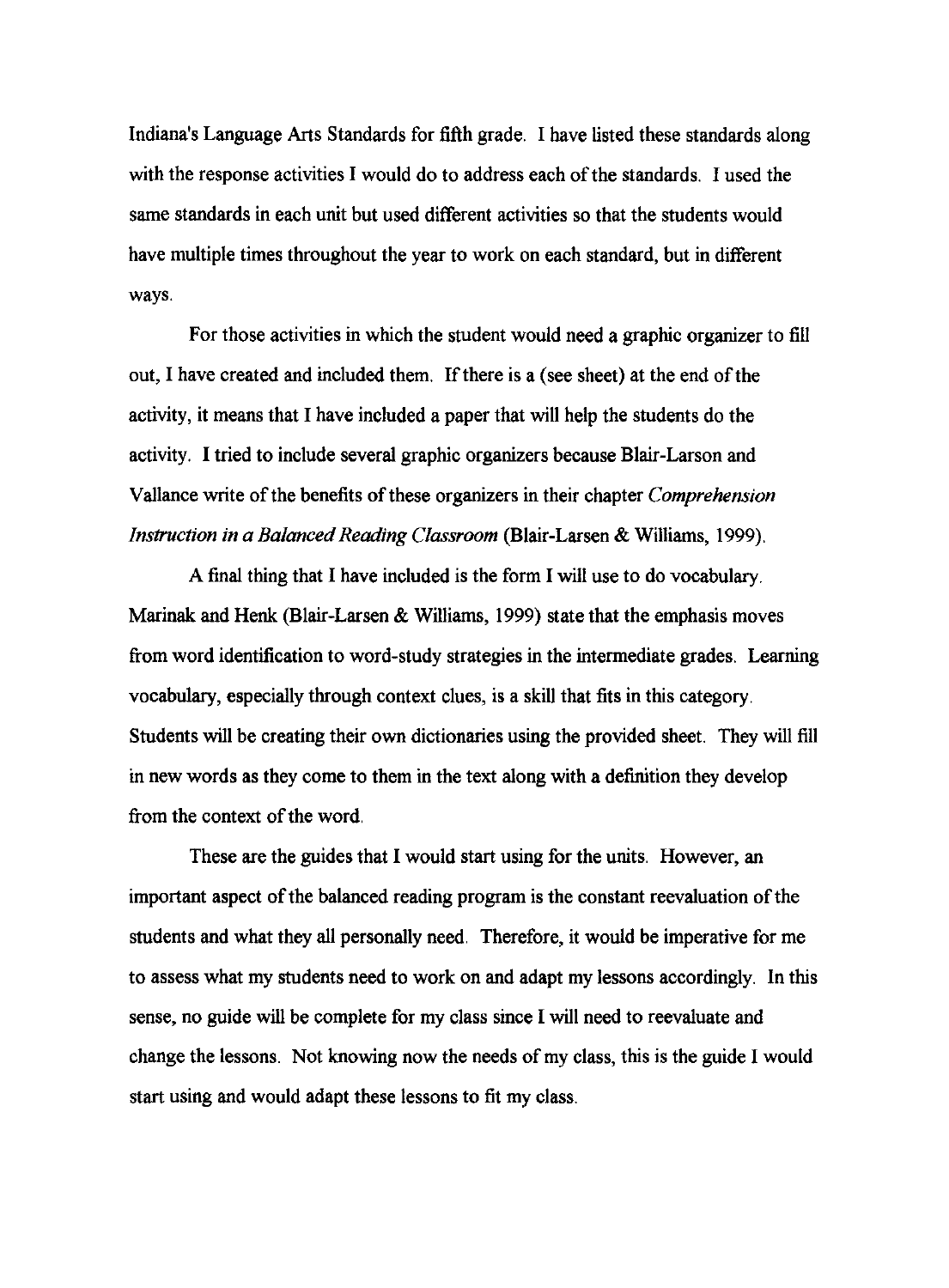Indiana's Language Arts Standards for fifth grade. I have listed these standards along with the response activities I would do to address each of the standards. I used the same standards in each unit but used different activities so that the students would have multiple times throughout the year to work on each standard, but in different ways.

For those activities in which the student would need a graphic organizer to fill out, I have created and included them. If there is a (see sheet) at the end of the activity, it means that I have included a paper that will help the students do the activity. I tried to include several graphic organizers because Blair-Larson and Vallance write of the benefits of these organizers in their chapter *Comprehension Instruction in a Balanced Reading Classroom* (Blair-Larsen & Williams, 1999).

A final thing that I have included is the form I will use to do vocabulary. Marinak and Henk (Blair-Larsen & Williams, 1999) state that the emphasis moves from word identification to word-study strategies in the intermediate grades. Learning vocabulary, especially through context clues, is a skill that fits in this category. Students will be creating their own dictionaries using the provided sheet. They will fill in new words as they come to them in the text along with a definition they develop from the context of the word.

These are the guides that I would start using for the units. However, an important aspect of the balanced reading program is the constant reevaluation of the students and what they all personally need. Therefore, it would be imperative for me to assess what my students need to work on and adapt my lessons accordingly. In this sense, no guide will be complete for my class since I will need to reevaluate and change the lessons. Not knowing now the needs of my class, this is the guide I would start using and would adapt these lessons to fit my class.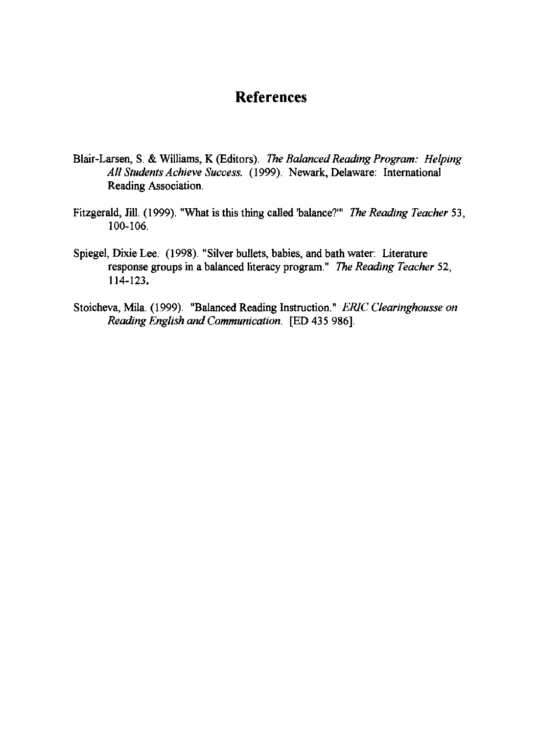## References

Blair-Larsen, S. & Williams, K (Editors). *The Balanced Reading Program: Helping All Students Achieve Success.* (1999). Newark, Delaware: International Reading Association.

Fitzgerald, Jill. (1999). "What is this thing called 'balance?'" *The Reading Teacher* 53, 100-106.

Spiegel, Dixie Lee. (1998). "Silver bullets, babies, and bath water: Literature response groups in a balanced literacy program." *The Reading Teacher* 52, 114-123.

Stoicheva, Mila. (1999). "Balanced Reading Instruction." *ERIC Clearinghousse on Reading English and Communication.* [ED 435 986].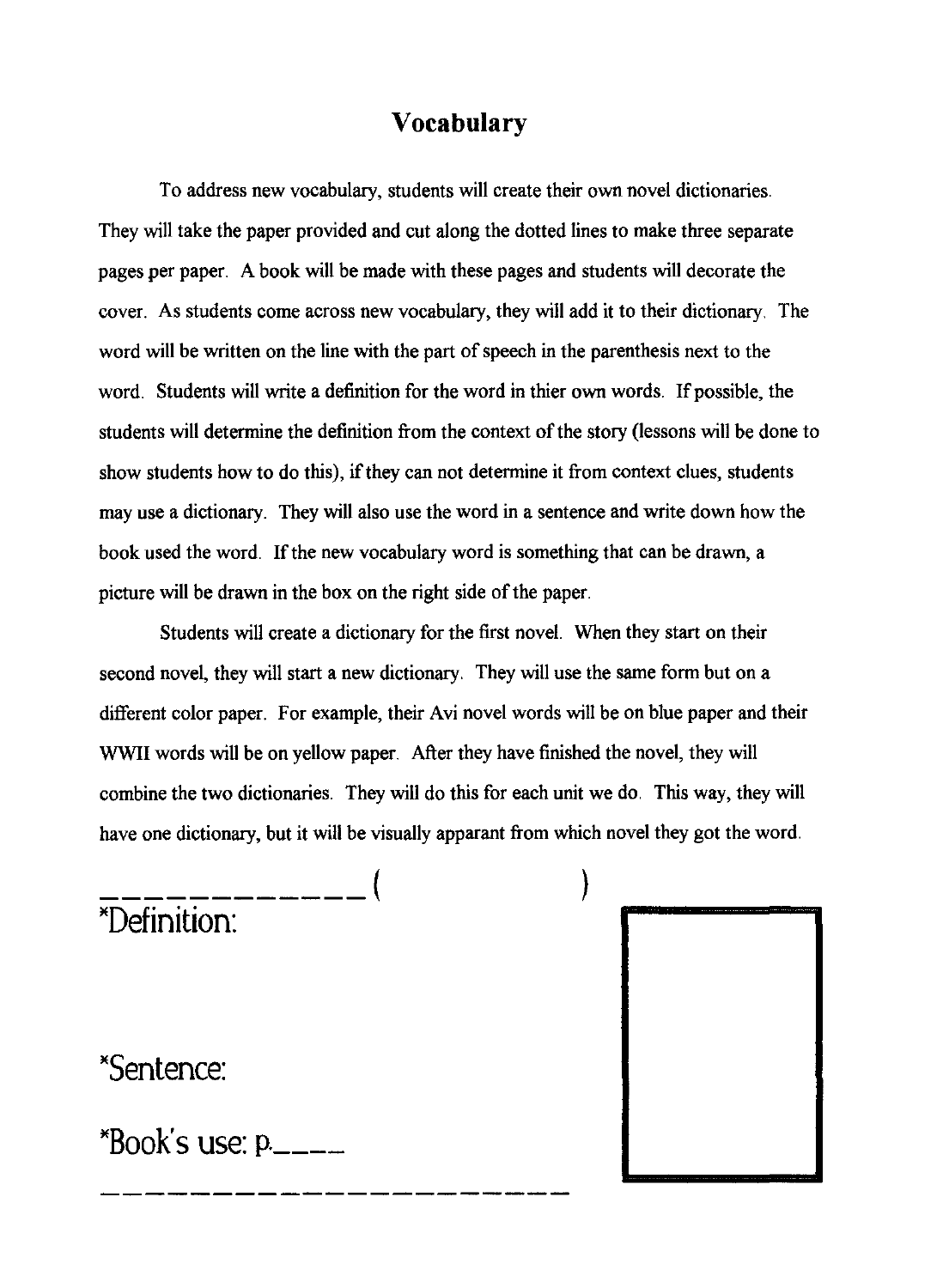# Vocabulary

To address new vocabulary, students will create their own novel dictionaries. They will take the paper provided and cut along the dotted lines to make three separate pages per paper. A book will be made with these pages and students will decorate the cover. As students come across new vocabulary, they will add it to their dictionary. The word will be written on the line with the part of speech in the parenthesis next to the word. Students will write a definition for the word in thier own words. If possible, the students will determine the definition from the context of the story (lessons will be done to show students how to do this), if they can not determine it from context clues, students may use a dictionary. They will also use the word in a sentence and write down how the book used the word. If the new vocabulary word is something that can be drawn, a picture will be drawn in the box on the right side of the paper.

Students will create a dictionary for the first novel. When they start on their second novel, they will start a new dictionary. They will use the same form but on a different color paper. For example, their Avi novel words will be on blue paper and their WWII words will be on yellow paper. After they have finished the novel, they will combine the two dictionaries. They will do this for each unit we do. This way, they will have one dictionary, but it will be visually apparant from which novel they got the word.

_ _ _ _ _ _ _ _ _ _ _ _ (                    )

*Definition:

*Sentence:

*Book's use: p.____

_ _ _ _ _ _ _ _ _ _ _ _ _ _ _ _ _ _ _ _ _ _ _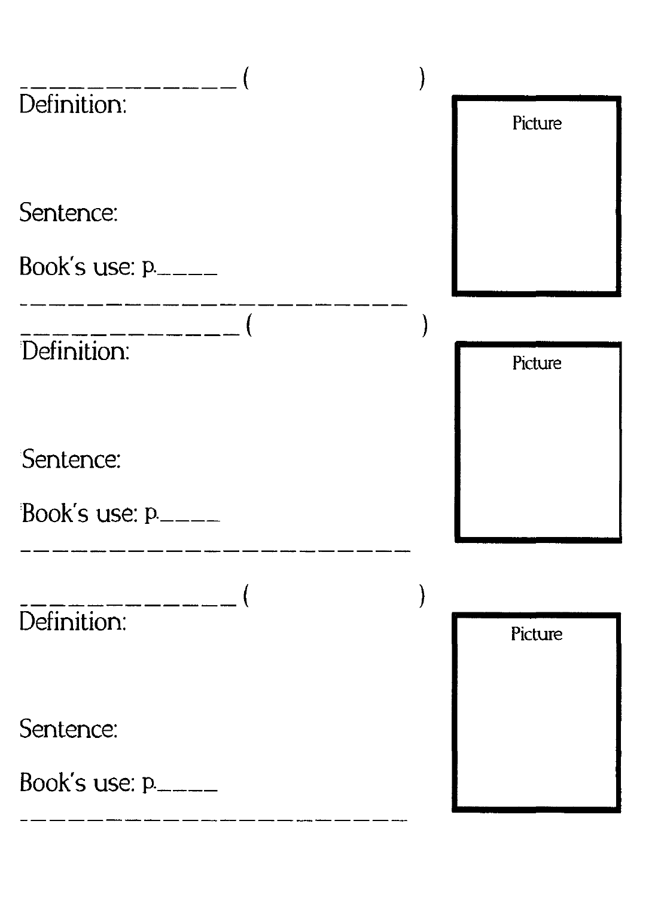_____________ (                    )

Definition:

Picture

Sentence:

Book's use: p._____

_________________________

_____________ (                    )

Definition:

Picture

Sentence:

Book's use: p._____

_________________________

_____________ (                    )

Definition:

Picture

Sentence:

Book's use: p._____

_________________________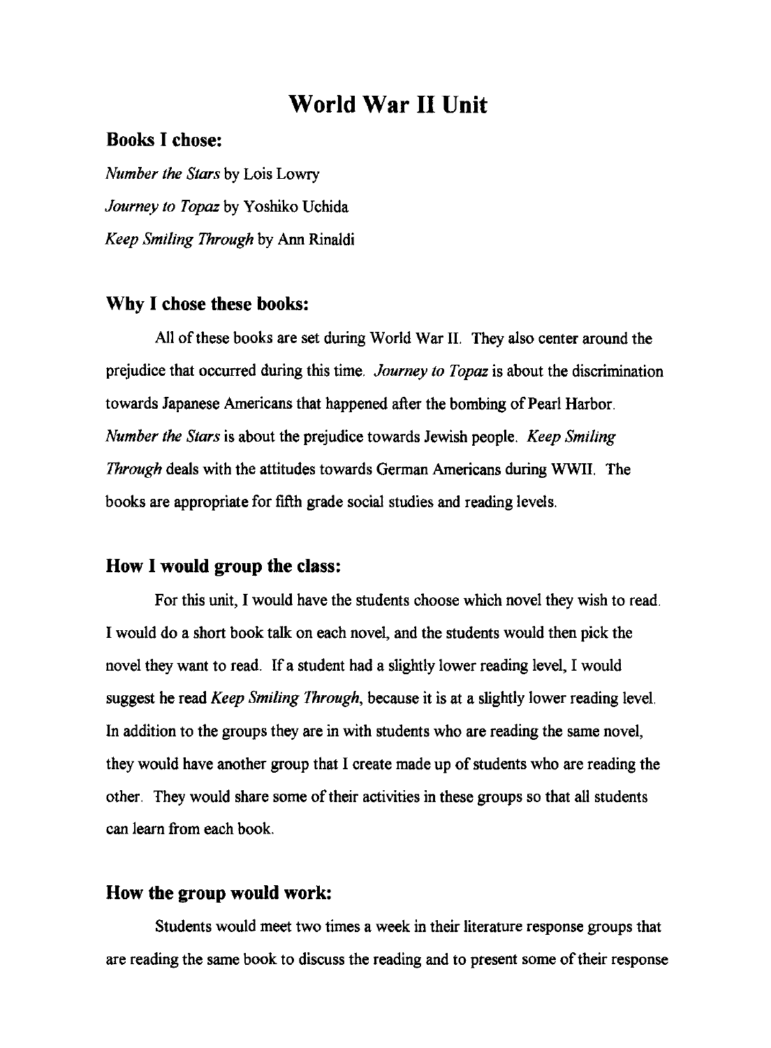# World War II Unit

## Books I chose:

*Number the Stars* by Lois Lowry

*Journey to Topaz* by Yoshiko Uchida

*Keep Smiling Through* by Ann Rinaldi

## Why I chose these books:

All of these books are set during World War II. They also center around the prejudice that occurred during this time. *Journey to Topaz* is about the discrimination towards Japanese Americans that happened after the bombing of Pearl Harbor. *Number the Stars* is about the prejudice towards Jewish people. *Keep Smiling Through* deals with the attitudes towards German Americans during WWII. The books are appropriate for fifth grade social studies and reading levels.

## How I would group the class:

For this unit, I would have the students choose which novel they wish to read. I would do a short book talk on each novel, and the students would then pick the novel they want to read. If a student had a slightly lower reading level, I would suggest he read *Keep Smiling Through*, because it is at a slightly lower reading level. In addition to the groups they are in with students who are reading the same novel, they would have another group that I create made up of students who are reading the other. They would share some of their activities in these groups so that all students can learn from each book.

## How the group would work:

Students would meet two times a week in their literature response groups that are reading the same book to discuss the reading and to present some of their response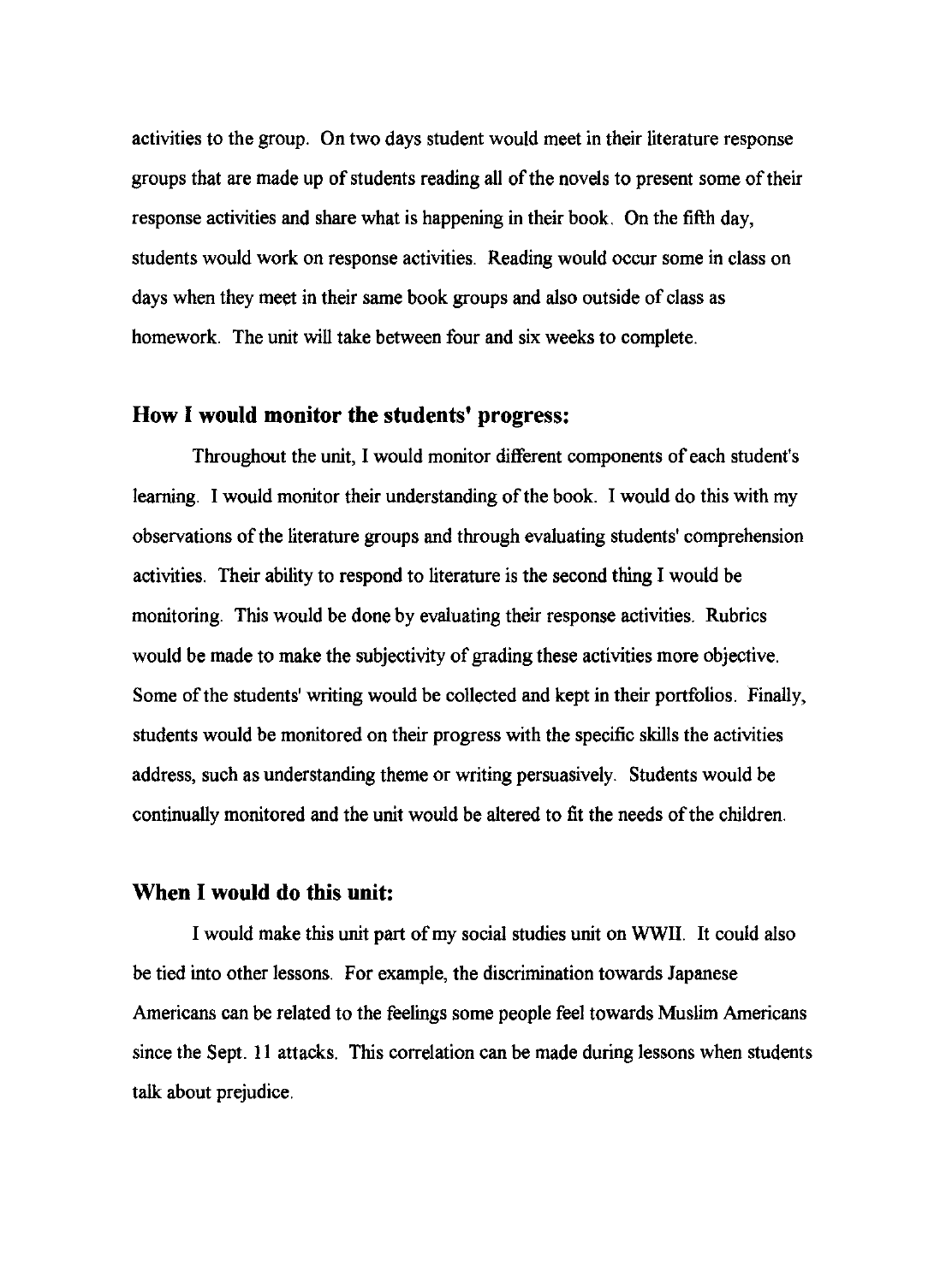activities to the group. On two days student would meet in their literature response groups that are made up of students reading all of the novels to present some of their response activities and share what is happening in their book. On the fifth day, students would work on response activities. Reading would occur some in class on days when they meet in their same book groups and also outside of class as homework. The unit will take between four and six weeks to complete.

## How I would monitor the students' progress:

Throughout the unit, I would monitor different components of each student's learning. I would monitor their understanding of the book. I would do this with my observations of the literature groups and through evaluating students' comprehension activities. Their ability to respond to literature is the second thing I would be monitoring. This would be done by evaluating their response activities. Rubrics would be made to make the subjectivity of grading these activities more objective. Some of the students' writing would be collected and kept in their portfolios. Finally, students would be monitored on their progress with the specific skills the activities address, such as understanding theme or writing persuasively. Students would be continually monitored and the unit would be altered to fit the needs of the children.

## When I would do this unit:

I would make this unit part of my social studies unit on WWII. It could also be tied into other lessons. For example, the discrimination towards Japanese Americans can be related to the feelings some people feel towards Muslim Americans since the Sept. 11 attacks. This correlation can be made during lessons when students talk about prejudice.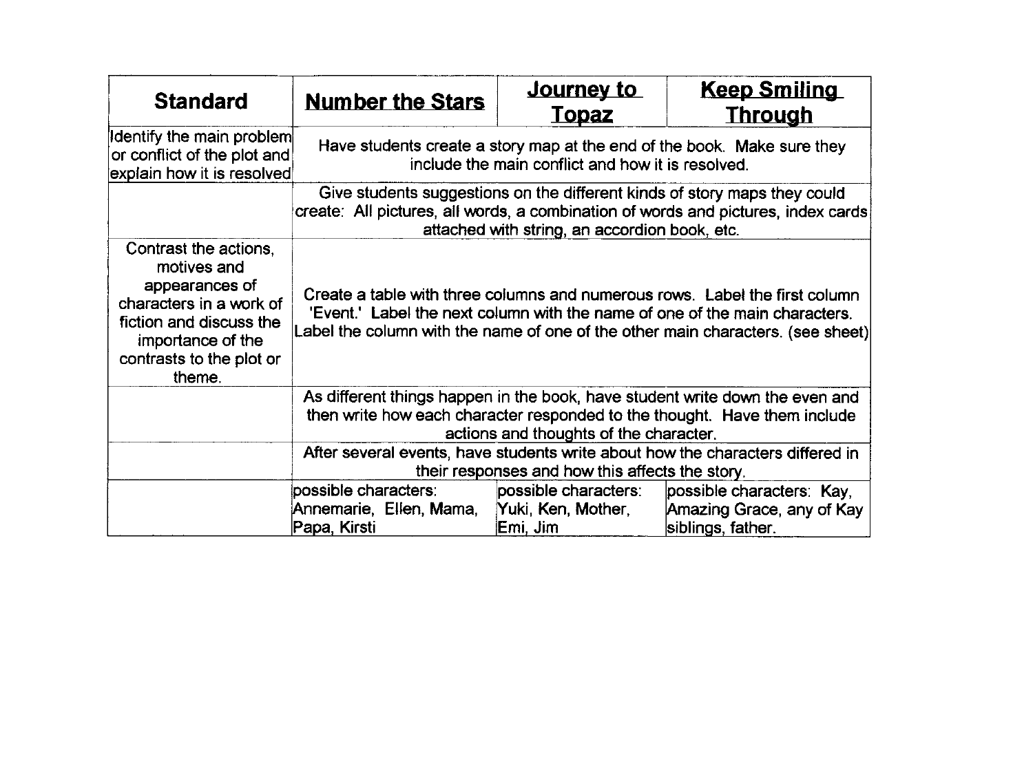| Standard | Number the Stars | Journey to Topaz | Keep Smiling Through |
|---|---|---|---|
| Identify the main problem or conflict of the plot and explain how it is resolved | Have students create a story map at the end of the book. Make sure they include the main conflict and how it is resolved. | | |
| | Give students suggestions on the different kinds of story maps they could create: All pictures, all words, a combination of words and pictures, index cards attached with string, an accordion book, etc. | | |
| Contrast the actions, motives and appearances of characters in a work of fiction and discuss the importance of the contrasts to the plot or theme. | Create a table with three columns and numerous rows. Label the first column 'Event.' Label the next column with the name of one of the main characters. Label the column with the name of one of the other main characters. (see sheet) | | |
| | As different things happen in the book, have student write down the even and then write how each character responded to the thought. Have them include actions and thoughts of the character. | | |
| | After several events, have students write about how the characters differed in their responses and how this affects the story. | | |
| | possible characters: Annemarie, Ellen, Mama, Papa, Kirsti | possible characters: Yuki, Ken, Mother, Emi, Jim | possible characters: Kay, Amazing Grace, any of Kay siblings, father. |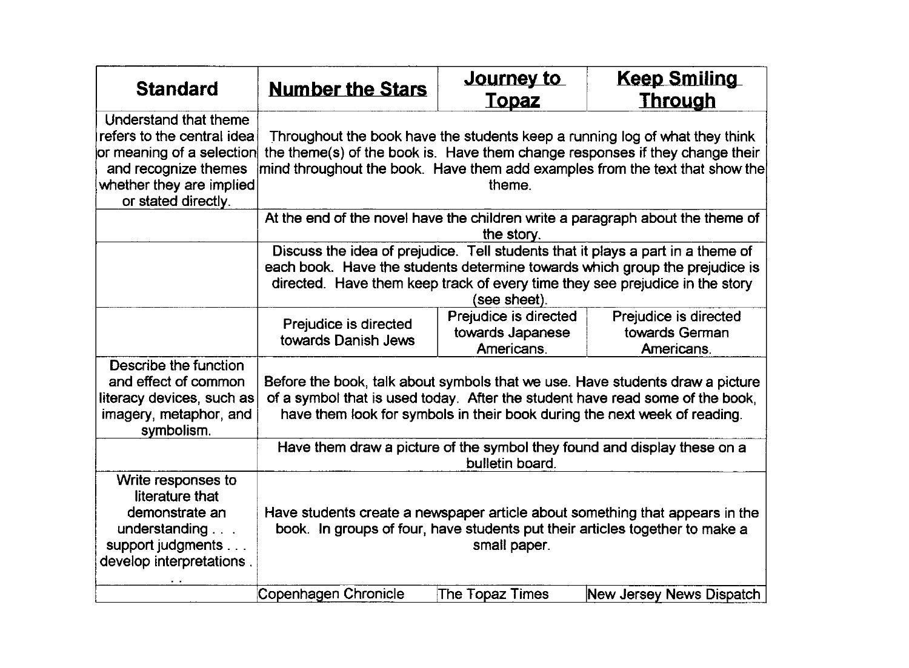| Standard | Number the Stars | Journey to Topaz | Keep Smiling Through |
|---|---|---|---|
| Understand that theme refers to the central idea or meaning of a selection and recognize themes whether they are implied or stated directly. | Throughout the book have the students keep a running log of what they think the theme(s) of the book is. Have them change responses if they change their mind throughout the book. Have them add examples from the text that show the theme. | | |
| | At the end of the novel have the children write a paragraph about the theme of the story. | | |
| | Discuss the idea of prejudice. Tell students that it plays a part in a theme of each book. Have the students determine towards which group the prejudice is directed. Have them keep track of every time they see prejudice in the story (see sheet). | | |
| | Prejudice is directed towards Danish Jews | Prejudice is directed towards Japanese Americans. | Prejudice is directed towards German Americans. |
| Describe the function and effect of common literacy devices, such as imagery, metaphor, and symbolism. | Before the book, talk about symbols that we use. Have students draw a picture of a symbol that is used today. After the student have read some of the book, have them look for symbols in their book during the next week of reading. | | |
| | Have them draw a picture of the symbol they found and display these on a bulletin board. | | |
| Write responses to literature that demonstrate an understanding . . . support judgments . . . develop interpretations . . . | Have students create a newspaper article about something that appears in the book. In groups of four, have students put their articles together to make a small paper. | | |
| | Copenhagen Chronicle | The Topaz Times | New Jersey News Dispatch |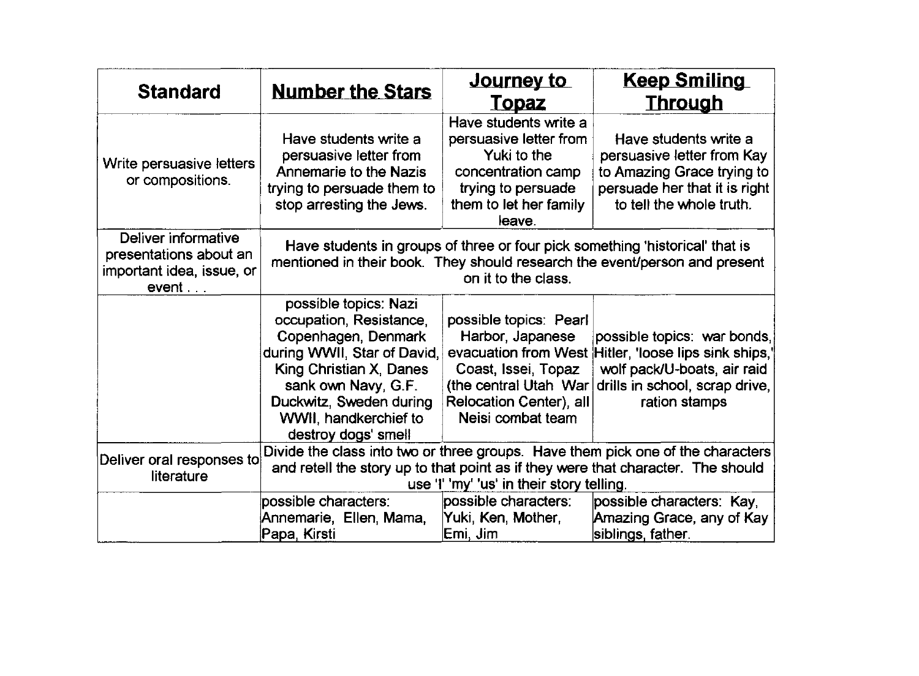| Standard | Number the Stars | Journey to Topaz | Keep Smiling Through |
|---|---|---|---|
| Write persuasive letters or compositions. | Have students write a persuasive letter from Annemarie to the Nazis trying to persuade them to stop arresting the Jews. | Have students write a persuasive letter from Yuki to the concentration camp trying to persuade them to let her family leave. | Have students write a persuasive letter from Kay to Amazing Grace trying to persuade her that it is right to tell the whole truth. |
| Deliver informative presentations about an important idea, issue, or event . . . | Have students in groups of three or four pick something 'historical' that is mentioned in their book. They should research the event/person and present on it to the class. | | |
| | possible topics: Nazi occupation, Resistance, Copenhagen, Denmark during WWII, Star of David, King Christian X, Danes sank own Navy, G.F. Duckwitz, Sweden during WWII, handkerchief to destroy dogs' smell | possible topics: Pearl Harbor, Japanese evacuation from West Coast, Issei, Topaz (the central Utah War Relocation Center), all Neisi combat team | possible topics: war bonds, Hitler, 'loose lips sink ships,' wolf pack/U-boats, air raid drills in school, scrap drive, ration stamps |
| Deliver oral responses to literature | Divide the class into two or three groups. Have them pick one of the characters and retell the story up to that point as if they were that character. The should use 'I' 'my' 'us' in their story telling. | | |
| | possible characters: Annemarie, Ellen, Mama, Papa, Kirsti | possible characters: Yuki, Ken, Mother, Emi, Jim | possible characters: Kay, Amazing Grace, any of Kay siblings, father. |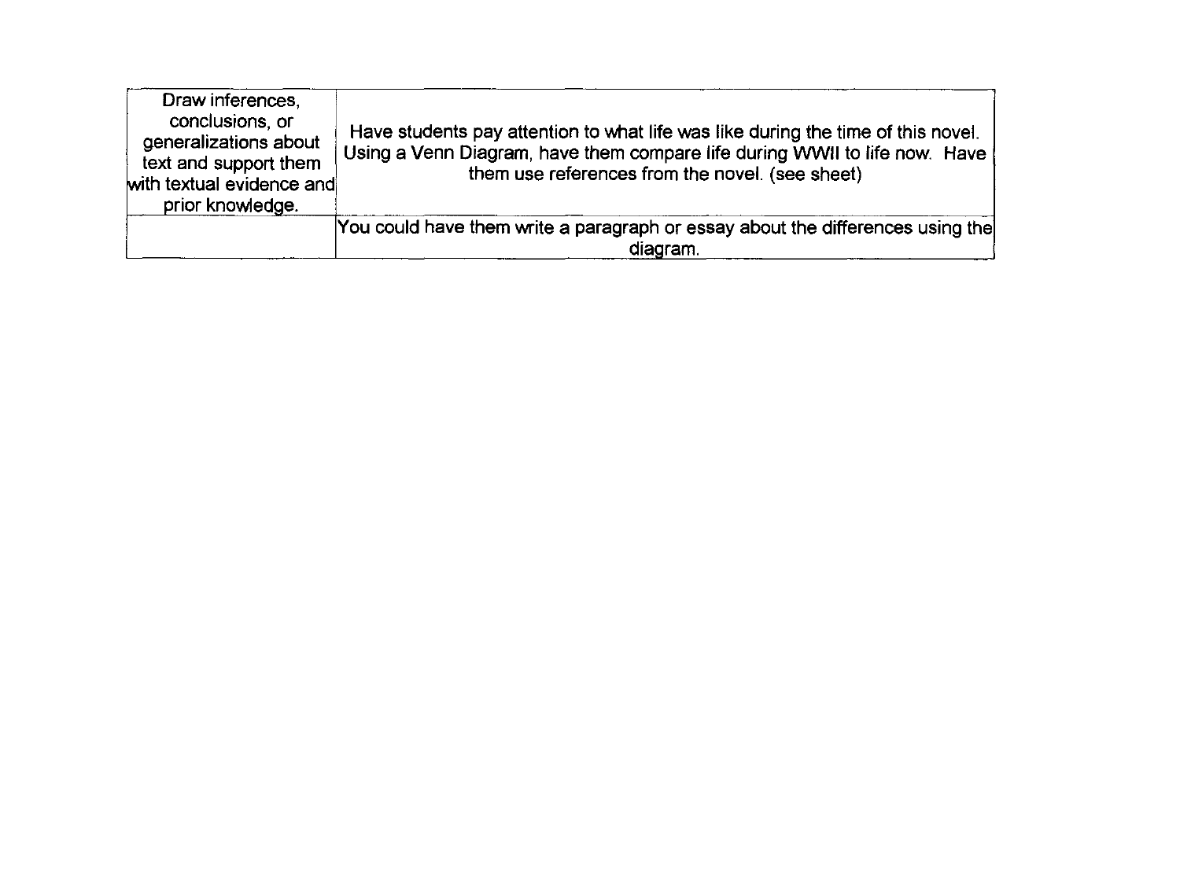| Draw inferences, conclusions, or generalizations about text and support them with textual evidence and prior knowledge. | Have students pay attention to what life was like during the time of this novel. Using a Venn Diagram, have them compare life during WWII to life now. Have them use references from the novel. (see sheet) |
|---|---|
| | You could have them write a paragraph or essay about the differences using the diagram. |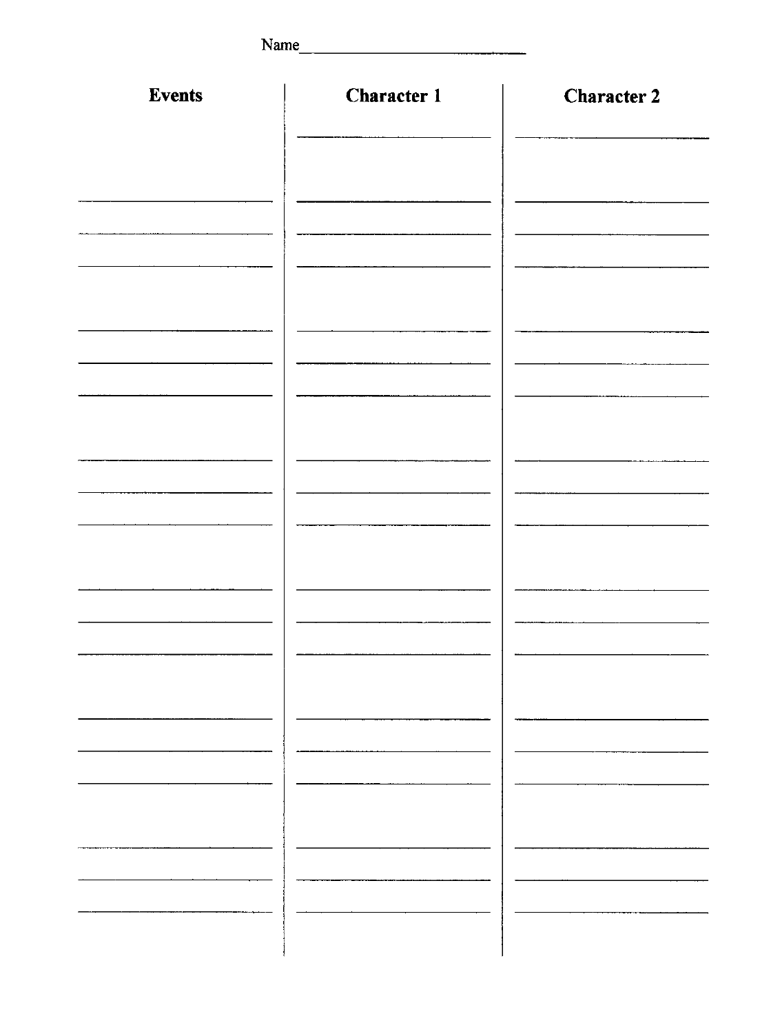Name____________________________

| Events | Character 1 | Character 2 |
| --- | --- | --- |
| | | |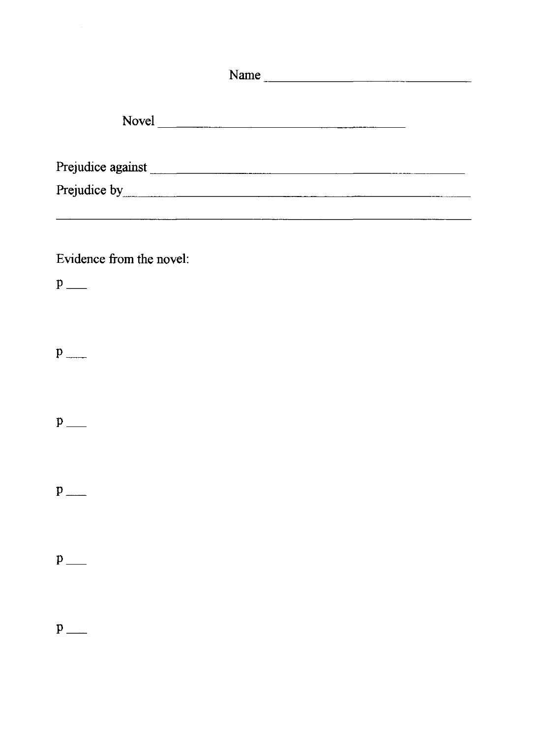Name ______________________________

Novel ____________________________________

Prejudice against ______________________________________________

Prejudice by __________________________________________________

______________________________________________________________

Evidence from the novel:

p ___

p ___

p ___

p ___

p ___

p ___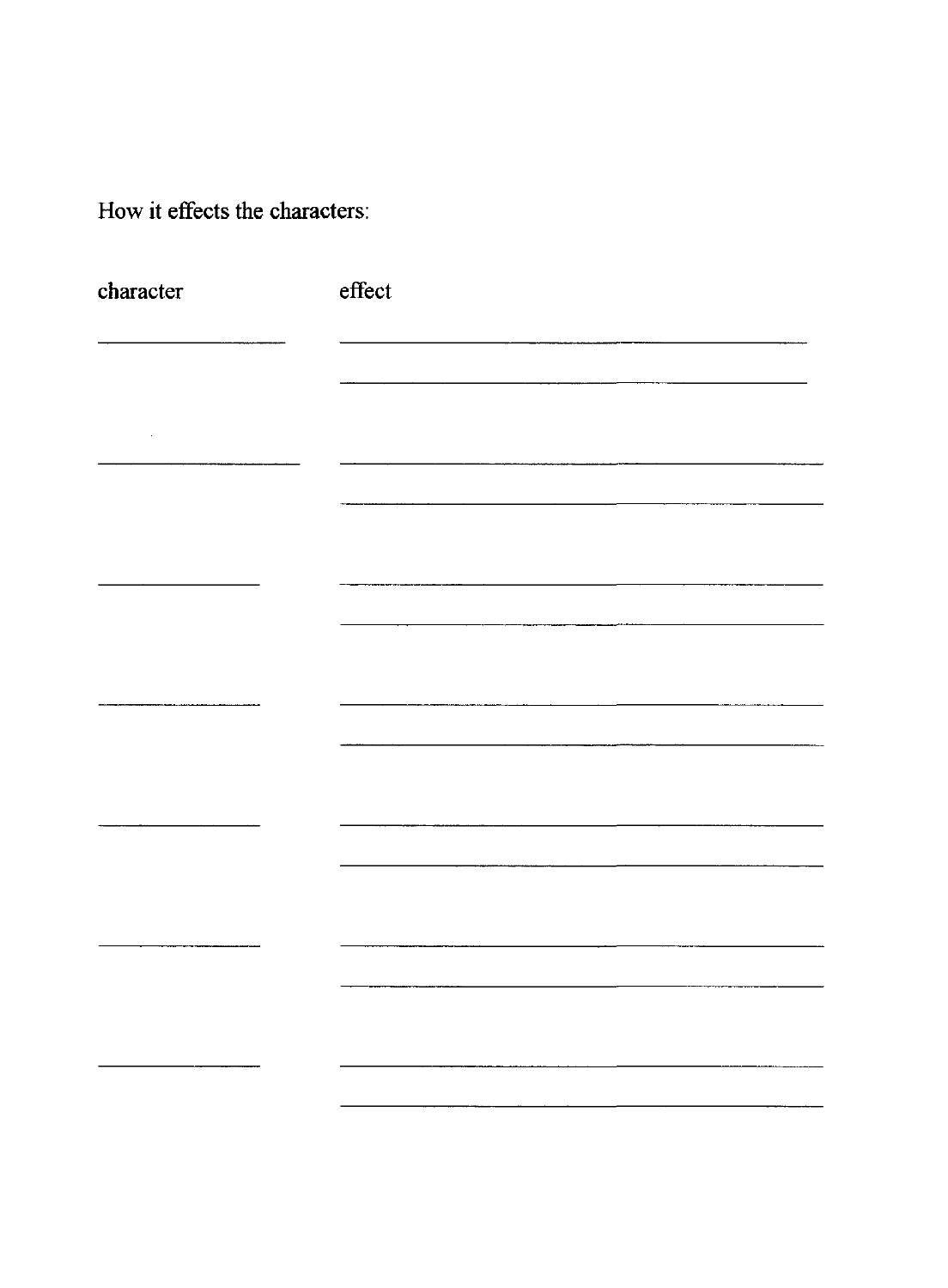How it effects the characters:

| character | effect |
| --- | --- |
| ________________ | ________________________________________ |
| | ________________________________________ |
| ________________ | ________________________________________ |
| | ________________________________________ |
| ________________ | ________________________________________ |
| | ________________________________________ |
| ________________ | ________________________________________ |
| | ________________________________________ |
| ________________ | ________________________________________ |
| | ________________________________________ |
| ________________ | ________________________________________ |
| | ________________________________________ |
| ________________ | ________________________________________ |
| | ________________________________________ |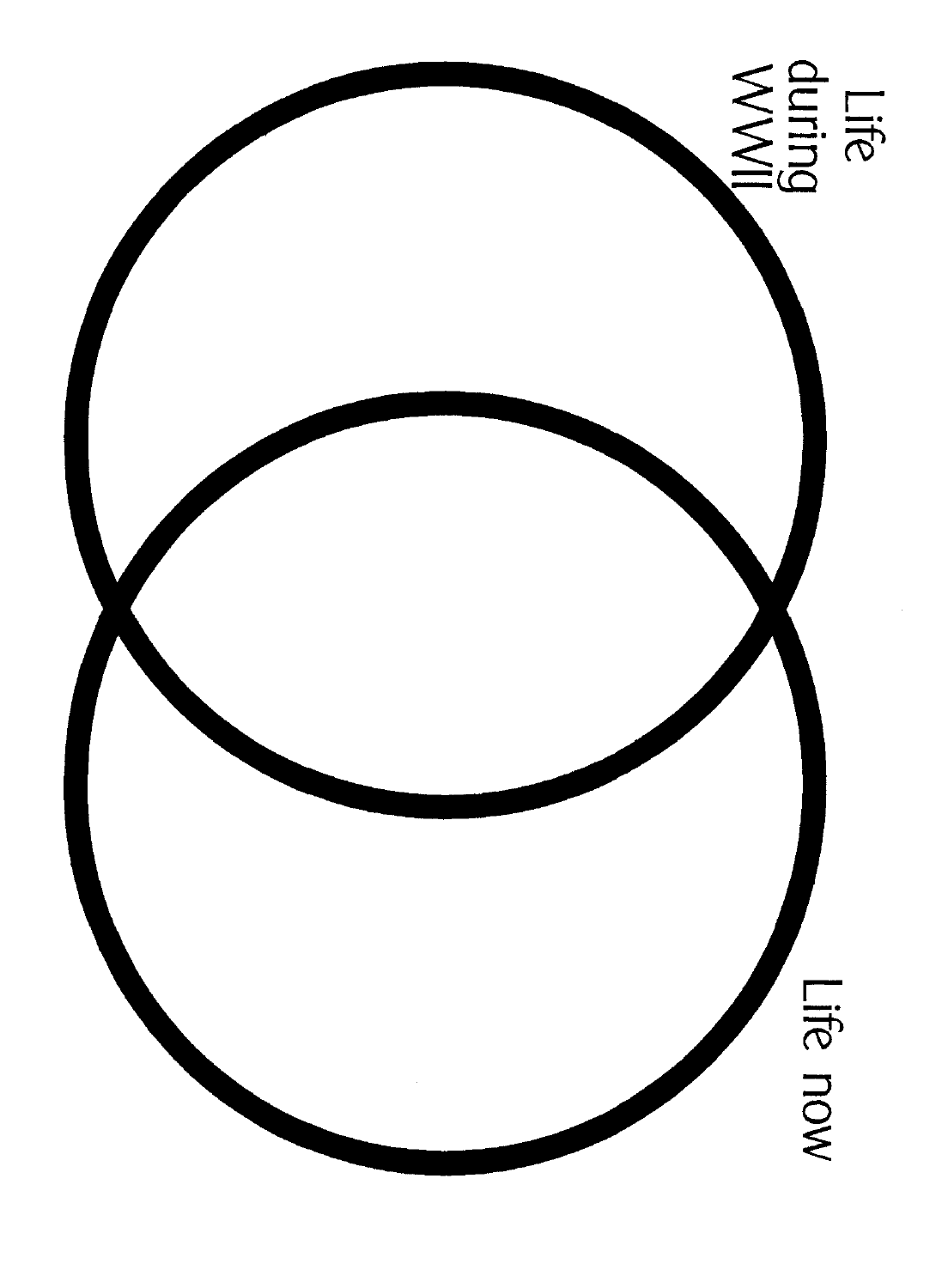Life during WWII

Life now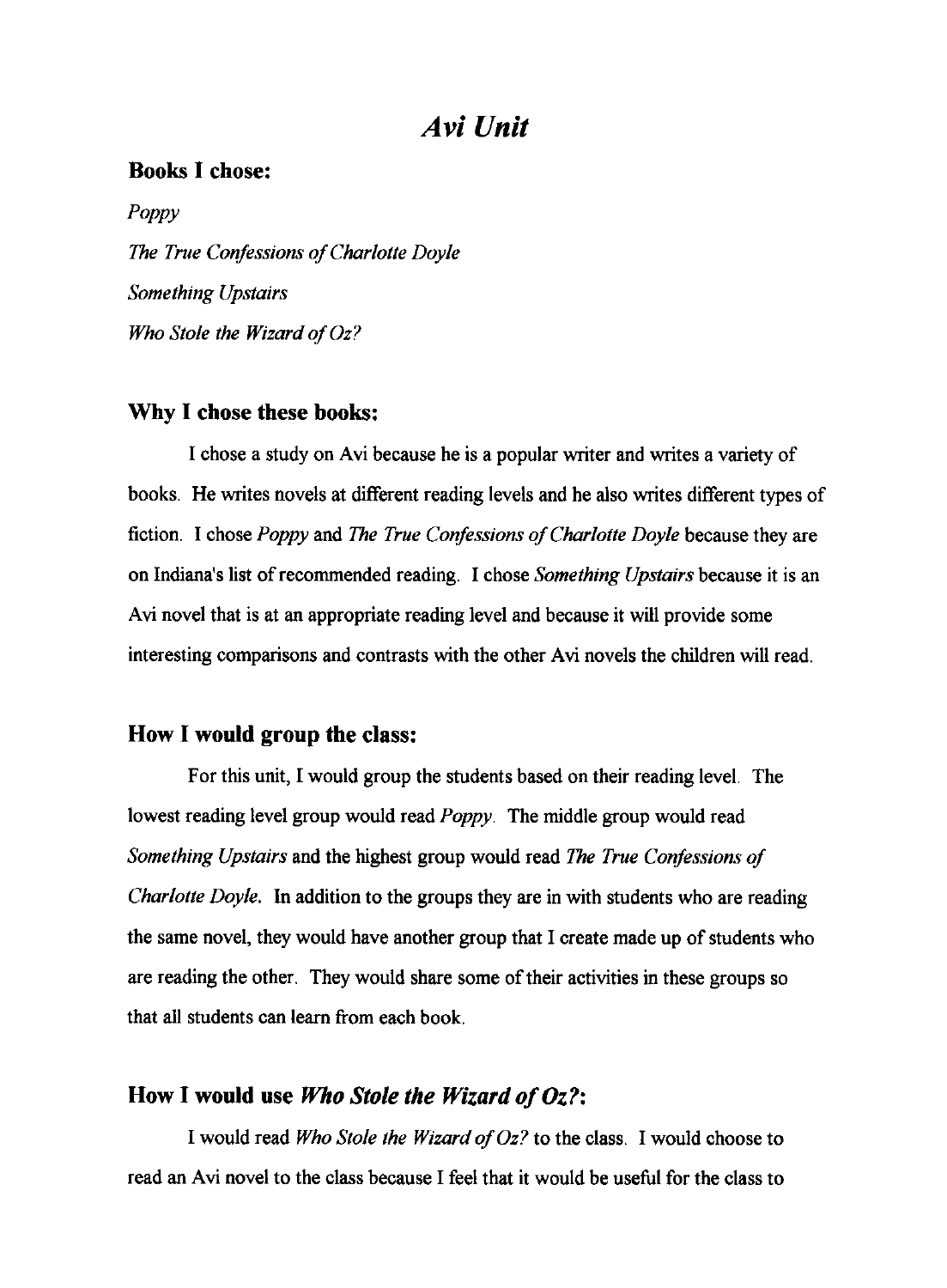# *Avi Unit*

## Books I chose:

*Poppy*

*The True Confessions of Charlotte Doyle*

*Something Upstairs*

*Who Stole the Wizard of Oz?*

## Why I chose these books:

I chose a study on Avi because he is a popular writer and writes a variety of books. He writes novels at different reading levels and he also writes different types of fiction. I chose *Poppy* and *The True Confessions of Charlotte Doyle* because they are on Indiana's list of recommended reading. I chose *Something Upstairs* because it is an Avi novel that is at an appropriate reading level and because it will provide some interesting comparisons and contrasts with the other Avi novels the children will read.

## How I would group the class:

For this unit, I would group the students based on their reading level. The lowest reading level group would read *Poppy*. The middle group would read *Something Upstairs* and the highest group would read *The True Confessions of Charlotte Doyle.* In addition to the groups they are in with students who are reading the same novel, they would have another group that I create made up of students who are reading the other. They would share some of their activities in these groups so that all students can learn from each book.

## How I would use *Who Stole the Wizard of Oz?*:

I would read *Who Stole the Wizard of Oz?* to the class. I would choose to read an Avi novel to the class because I feel that it would be useful for the class to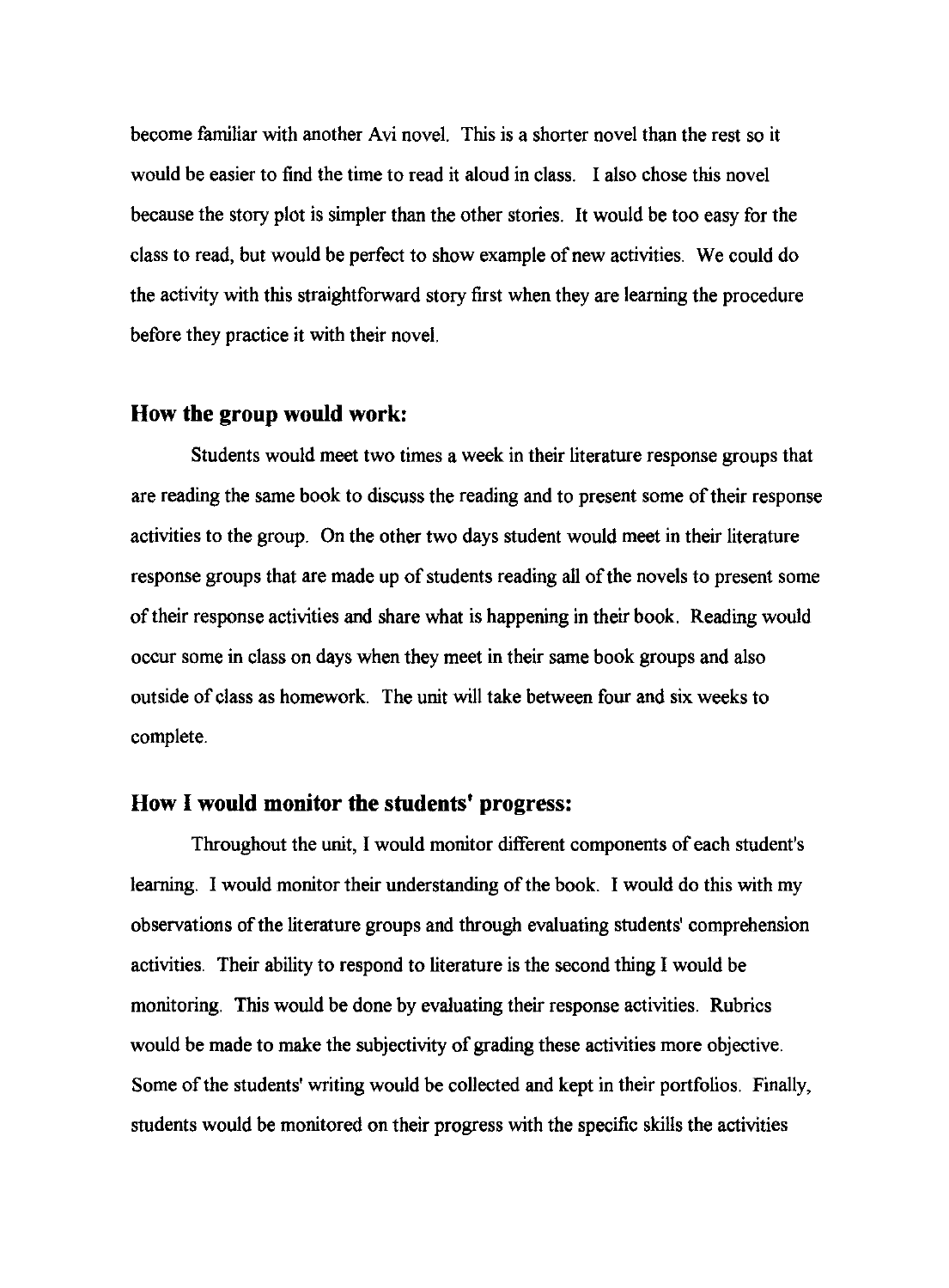become familiar with another Avi novel. This is a shorter novel than the rest so it would be easier to find the time to read it aloud in class. I also chose this novel because the story plot is simpler than the other stories. It would be too easy for the class to read, but would be perfect to show example of new activities. We could do the activity with this straightforward story first when they are learning the procedure before they practice it with their novel.

### How the group would work:

Students would meet two times a week in their literature response groups that are reading the same book to discuss the reading and to present some of their response activities to the group. On the other two days student would meet in their literature response groups that are made up of students reading all of the novels to present some of their response activities and share what is happening in their book. Reading would occur some in class on days when they meet in their same book groups and also outside of class as homework. The unit will take between four and six weeks to complete.

### How I would monitor the students' progress:

Throughout the unit, I would monitor different components of each student's learning. I would monitor their understanding of the book. I would do this with my observations of the literature groups and through evaluating students' comprehension activities. Their ability to respond to literature is the second thing I would be monitoring. This would be done by evaluating their response activities. Rubrics would be made to make the subjectivity of grading these activities more objective. Some of the students' writing would be collected and kept in their portfolios. Finally, students would be monitored on their progress with the specific skills the activities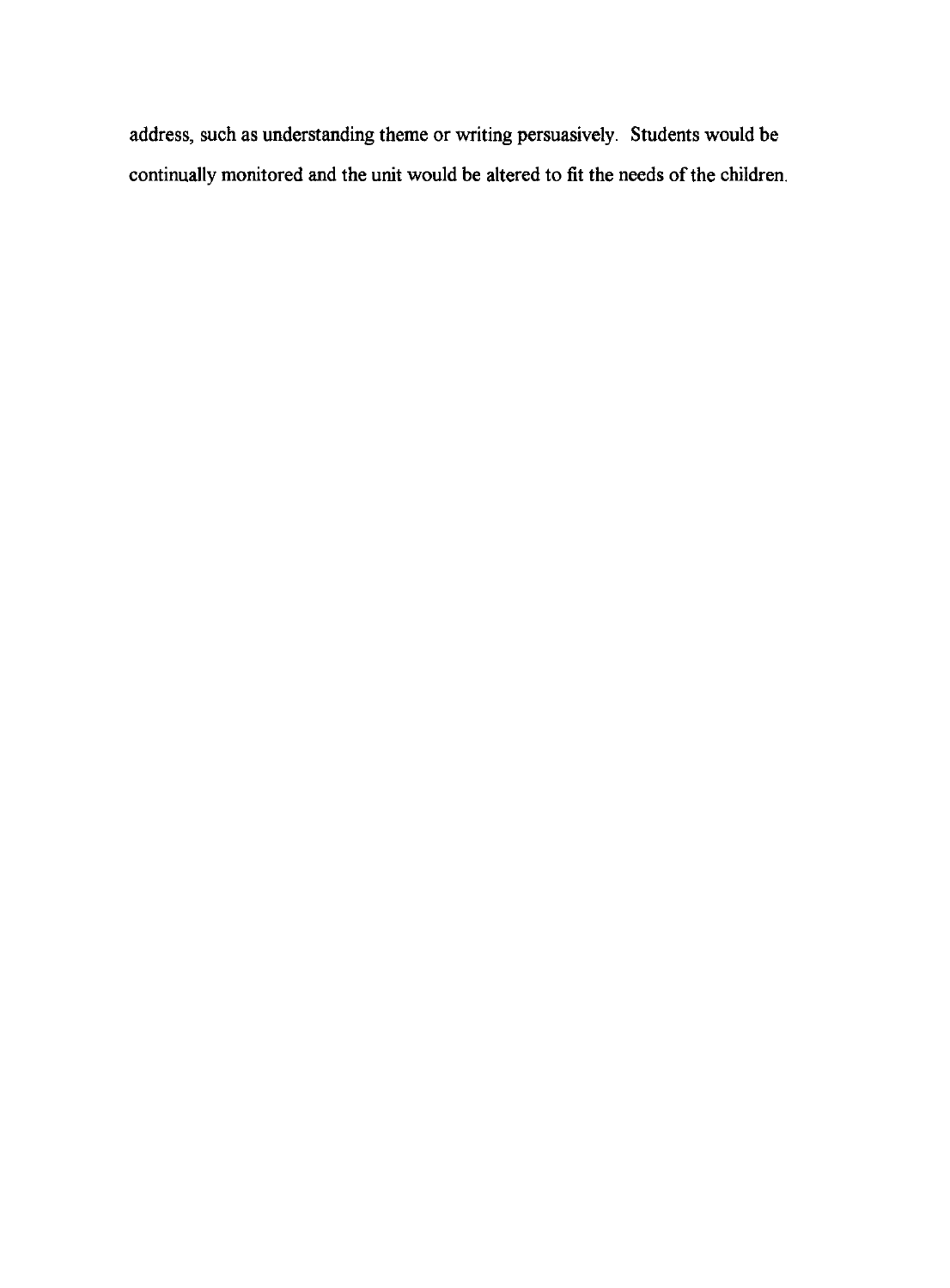address, such as understanding theme or writing persuasively. Students would be continually monitored and the unit would be altered to fit the needs of the children.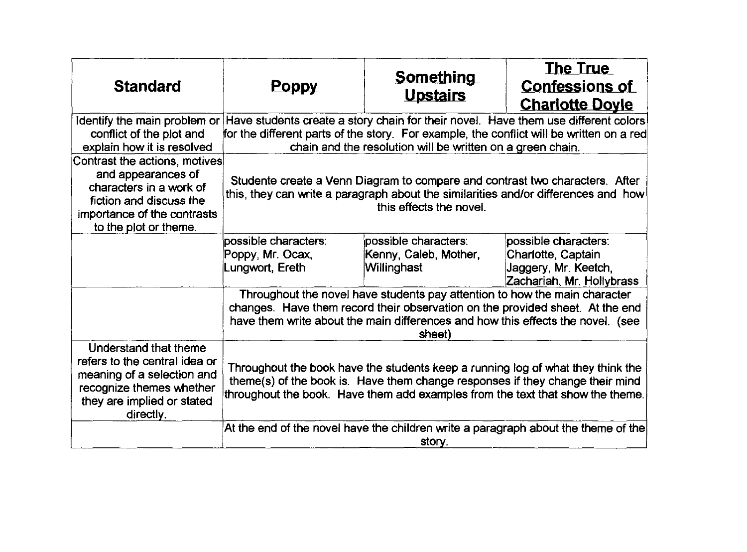| Standard | Poppy | Something Upstairs | The True Confessions of Charlotte Doyle |
|---|---|---|---|
| Identify the main problem or conflict of the plot and explain how it is resolved | Have students create a story chain for their novel. Have them use different colors for the different parts of the story. For example, the conflict will be written on a red chain and the resolution will be written on a green chain. | | |
| Contrast the actions, motives and appearances of characters in a work of fiction and discuss the importance of the contrasts to the plot or theme. | Studente create a Venn Diagram to compare and contrast two characters. After this, they can write a paragraph about the similarities and/or differences and how this effects the novel. | | |
| | possible characters: Poppy, Mr. Ocax, Lungwort, Ereth | possible characters: Kenny, Caleb, Mother, Willinghast | possible characters: Charlotte, Captain Jaggery, Mr. Keetch, Zachariah, Mr. Hollybrass |
| | Throughout the novel have students pay attention to how the main character changes. Have them record their observation on the provided sheet. At the end have them write about the main differences and how this effects the novel. (see sheet) | | |
| Understand that theme refers to the central idea or meaning of a selection and recognize themes whether they are implied or stated directly. | Throughout the book have the students keep a running log of what they think the theme(s) of the book is. Have them change responses if they change their mind throughout the book. Have them add examples from the text that show the theme. | | |
| | At the end of the novel have the children write a paragraph about the theme of the story. | | |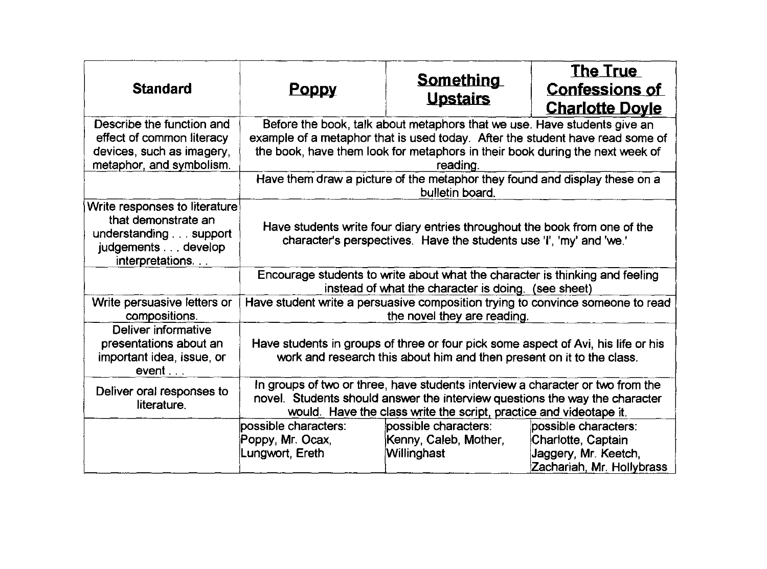| Standard | Poppy | Something Upstairs | The True Confessions of Charlotte Doyle |
|---|---|---|---|
| Describe the function and effect of common literacy devices, such as imagery, metaphor, and symbolism. | Before the book, talk about metaphors that we use. Have students give an example of a metaphor that is used today. After the student have read some of the book, have them look for metaphors in their book during the next week of reading. | | |
| | Have them draw a picture of the metaphor they found and display these on a bulletin board. | | |
| Write responses to literature that demonstrate an understanding . . . support judgements . . . develop interpretations. . . | Have students write four diary entries throughout the book from one of the character's perspectives. Have the students use 'I', 'my' and 'we.' | | |
| | Encourage students to write about what the character is thinking and feeling instead of what the character is doing. (see sheet) | | |
| Write persuasive letters or compositions. | Have student write a persuasive composition trying to convince someone to read the novel they are reading. | | |
| Deliver informative presentations about an important idea, issue, or event . . . | Have students in groups of three or four pick some aspect of Avi, his life or his work and research this about him and then present on it to the class. | | |
| Deliver oral responses to literature. | In groups of two or three, have students interview a character or two from the novel. Students should answer the interview questions the way the character would. Have the class write the script, practice and videotape it. | | |
| | possible characters: Poppy, Mr. Ocax, Lungwort, Ereth | possible characters: Kenny, Caleb, Mother, Willinghast | possible characters: Charlotte, Captain Jaggery, Mr. Keetch, Zachariah, Mr. Hollybrass |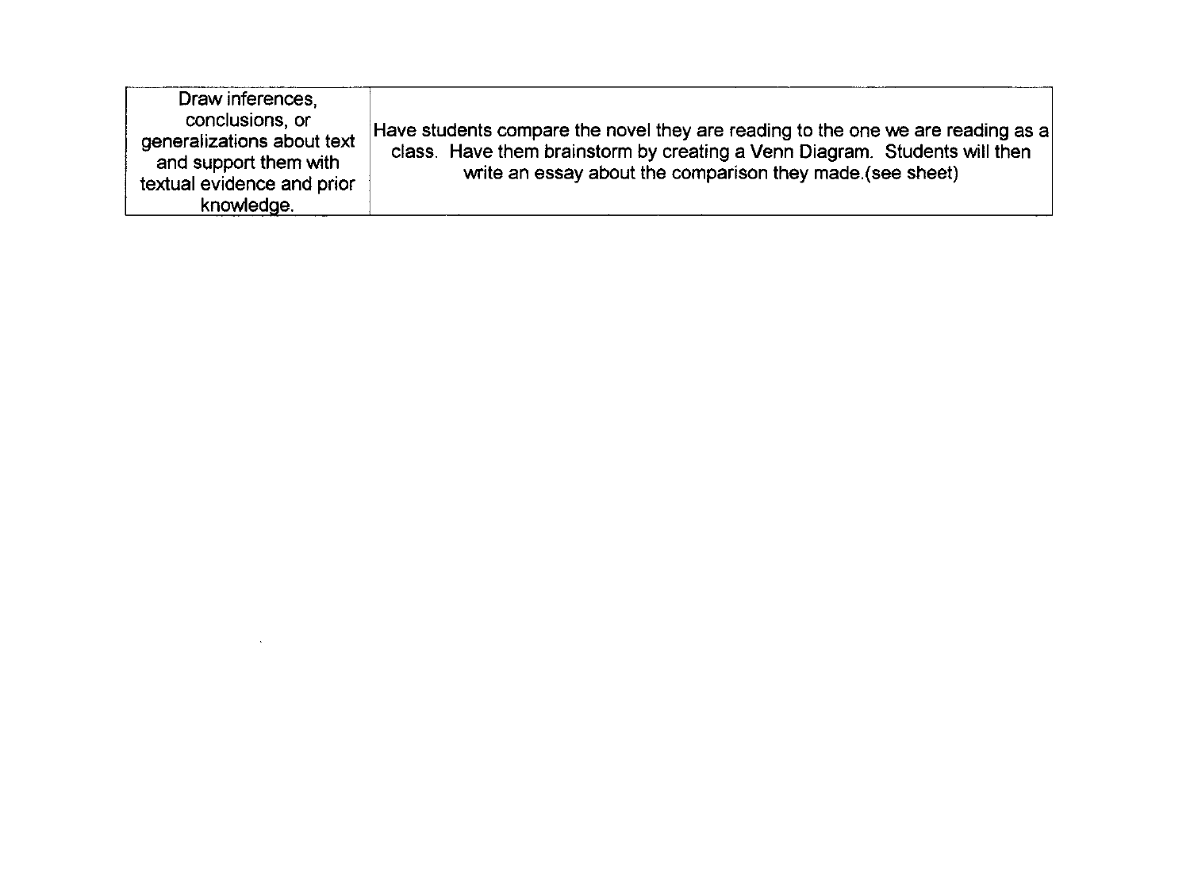| | |
|---|---|
| Draw inferences, conclusions, or generalizations about text and support them with textual evidence and prior knowledge. | Have students compare the novel they are reading to the one we are reading as a class. Have them brainstorm by creating a Venn Diagram. Students will then write an essay about the comparison they made.(see sheet) |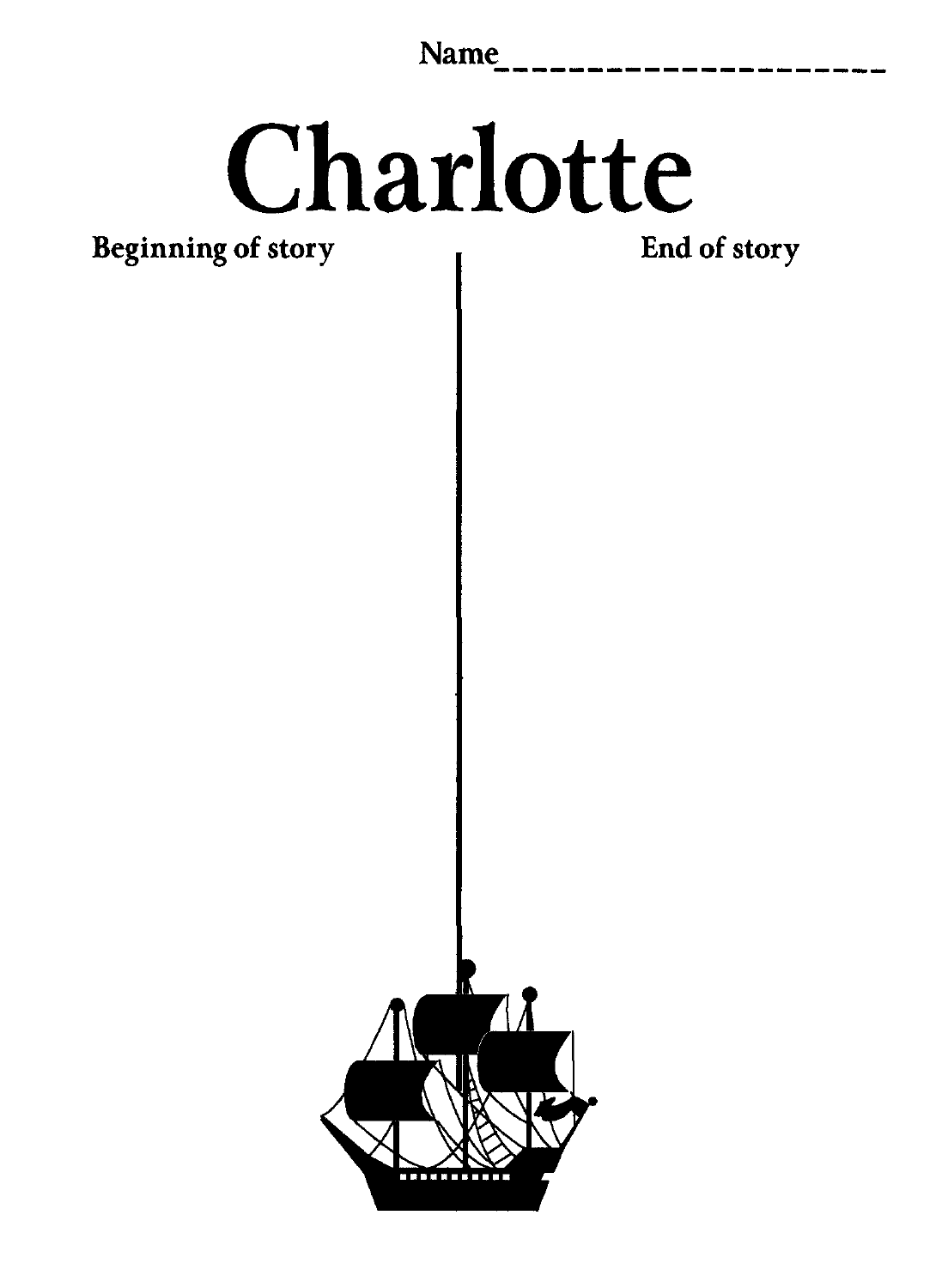Name_____________________

# Charlotte

**Beginning of story** | **End of story**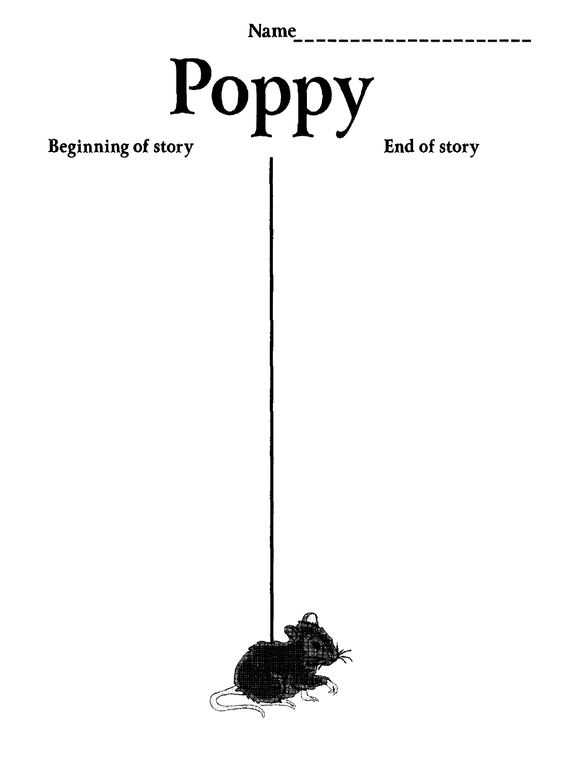Name____________________

# Poppy

Beginning of story

End of story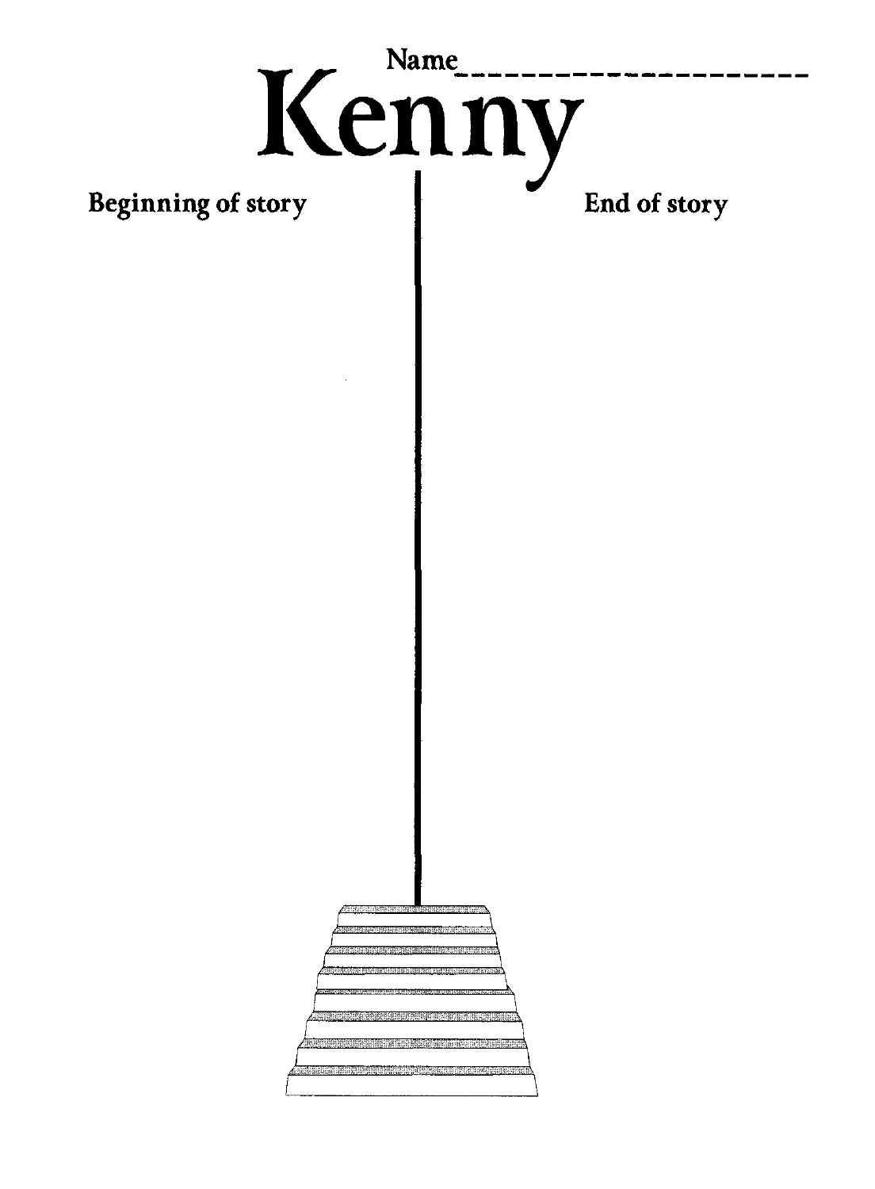Name____________________

# Kenny

Beginning of story

End of story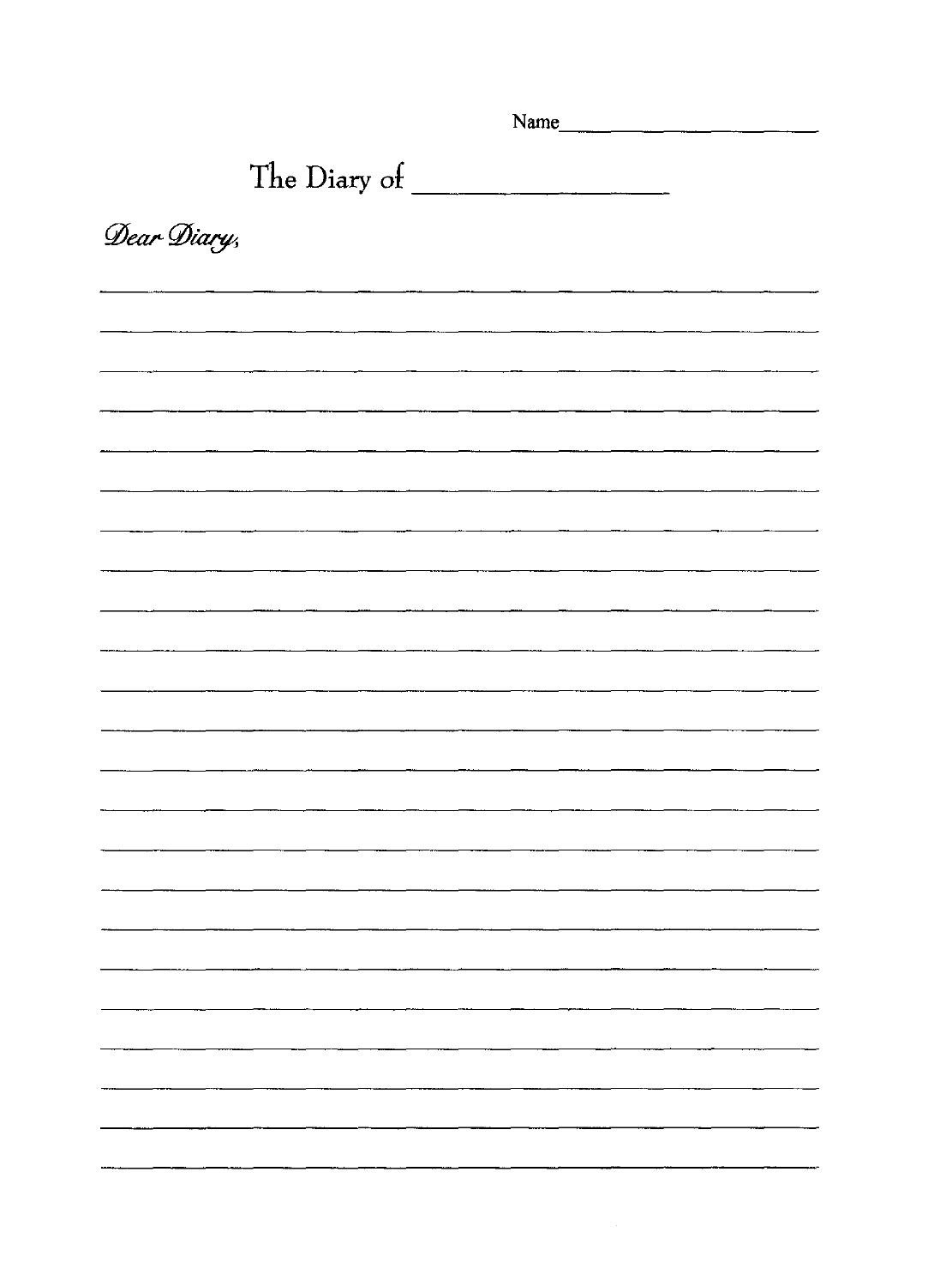Name\_\_\_\_\_\_\_\_\_\_\_\_\_\_\_\_\_\_\_\_

# The Diary of \_\_\_\_\_\_\_\_\_\_\_\_\_\_\_\_

*Dear Diary,*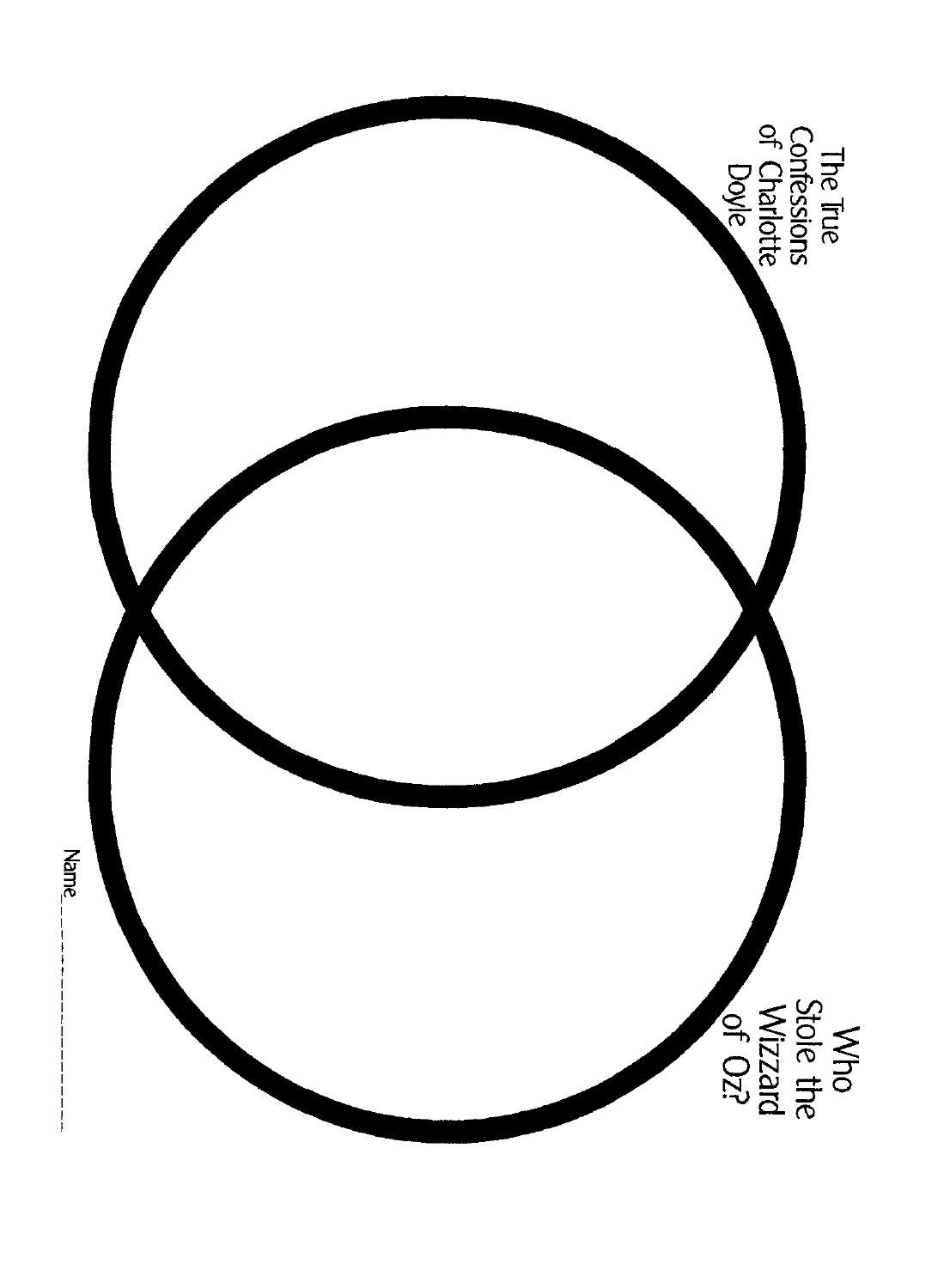The True Confessions of Charlotte Doyle

Who Stole the Wizzard of Oz?

Name_______________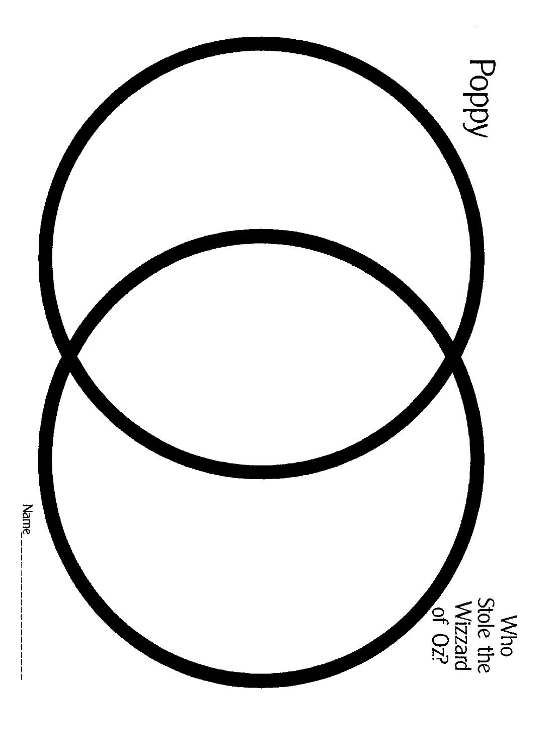Poppy

Who Stole the Wizzard of Oz?

Name_______________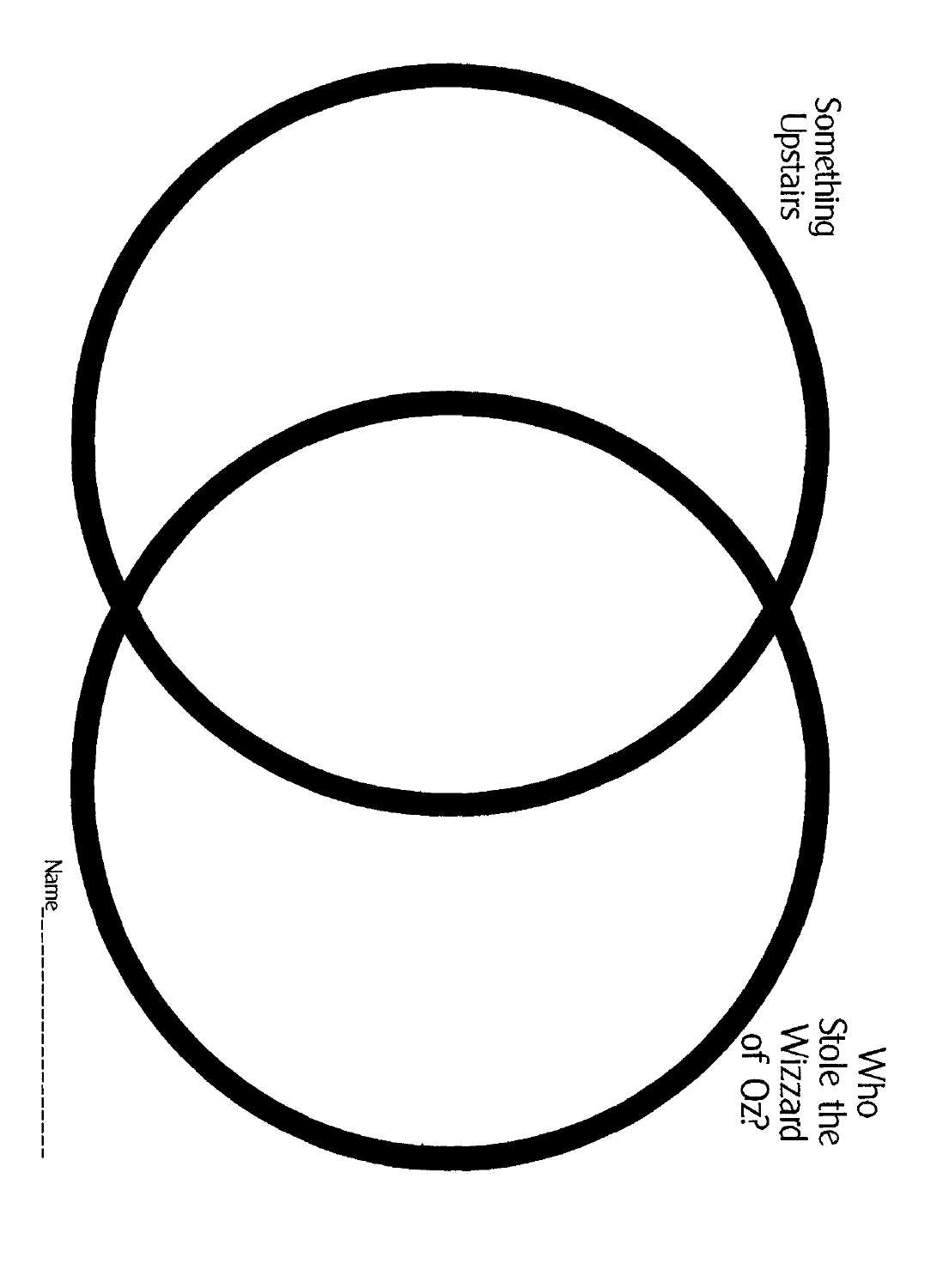Something Upstairs

Who Stole the Wizzard of Oz?

Name_______________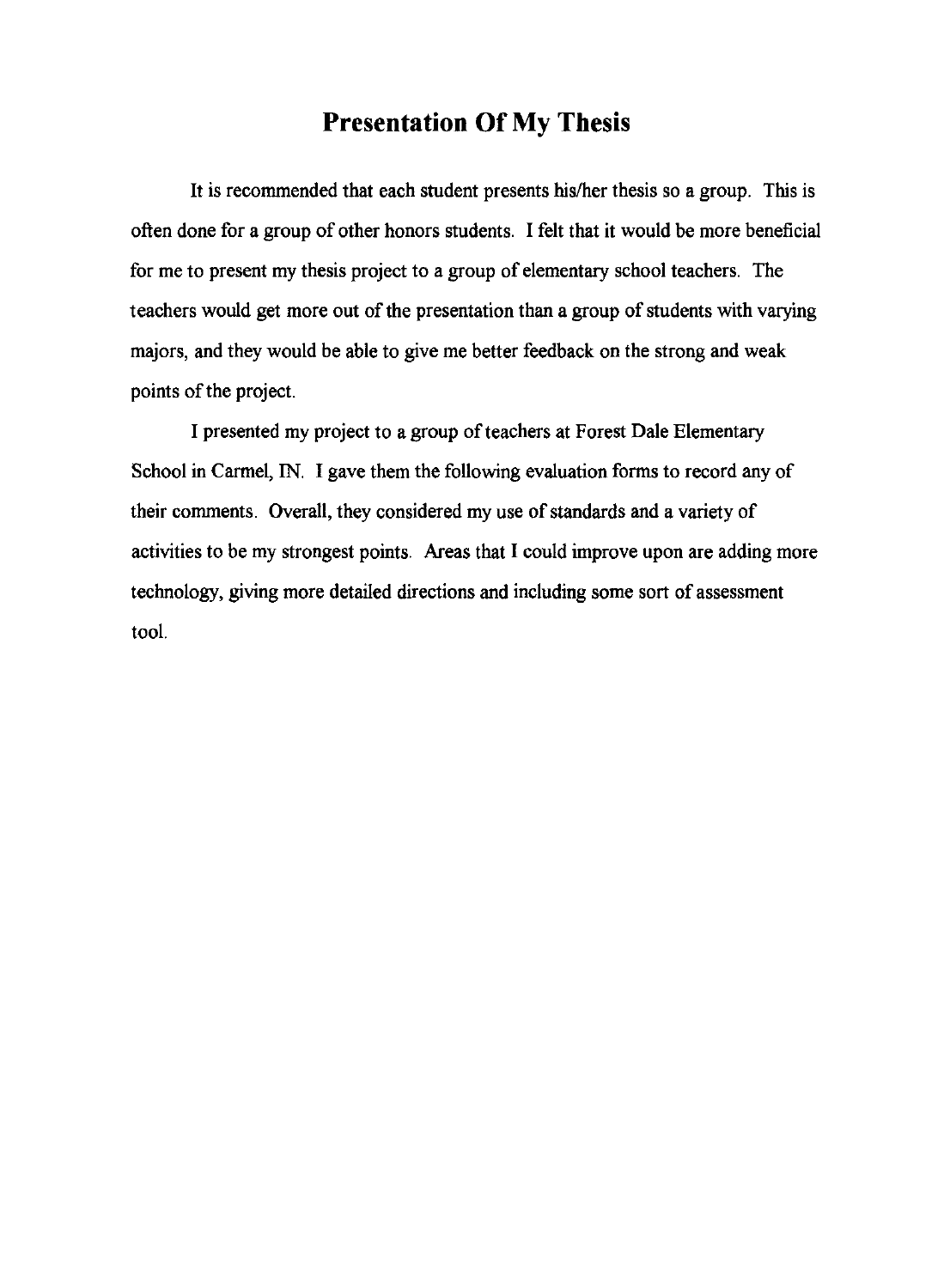# Presentation Of My Thesis

It is recommended that each student presents his/her thesis so a group. This is often done for a group of other honors students. I felt that it would be more beneficial for me to present my thesis project to a group of elementary school teachers. The teachers would get more out of the presentation than a group of students with varying majors, and they would be able to give me better feedback on the strong and weak points of the project.

I presented my project to a group of teachers at Forest Dale Elementary School in Carmel, IN. I gave them the following evaluation forms to record any of their comments. Overall, they considered my use of standards and a variety of activities to be my strongest points. Areas that I could improve upon are adding more technology, giving more detailed directions and including some sort of assessment tool.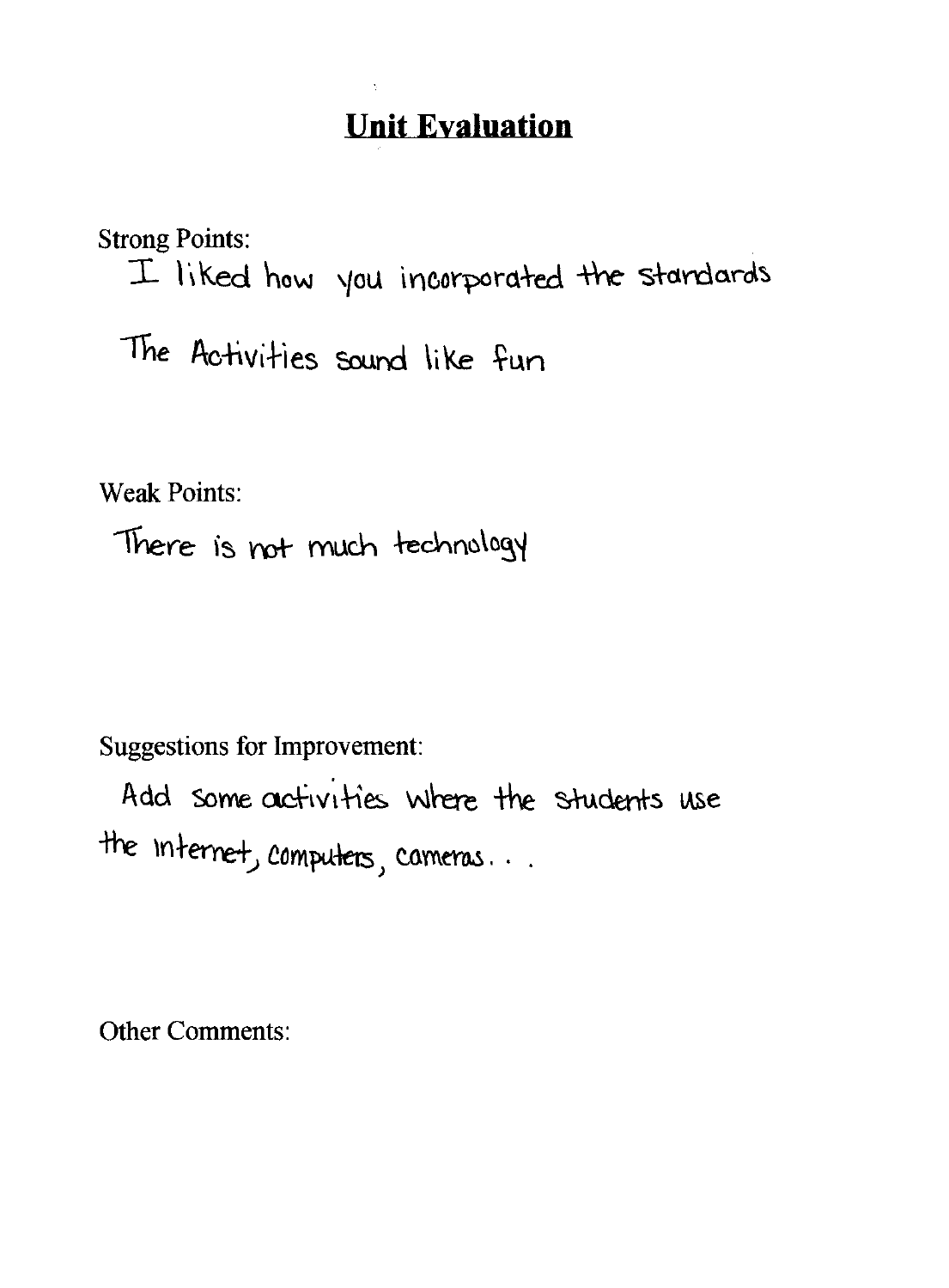# Unit Evaluation

Strong Points:

I liked how you incorporated the standards

The Activities sound like fun

Weak Points:

There is not much technology

Suggestions for Improvement:

Add some activities where the students use the internet, computers, cameras. . .

Other Comments: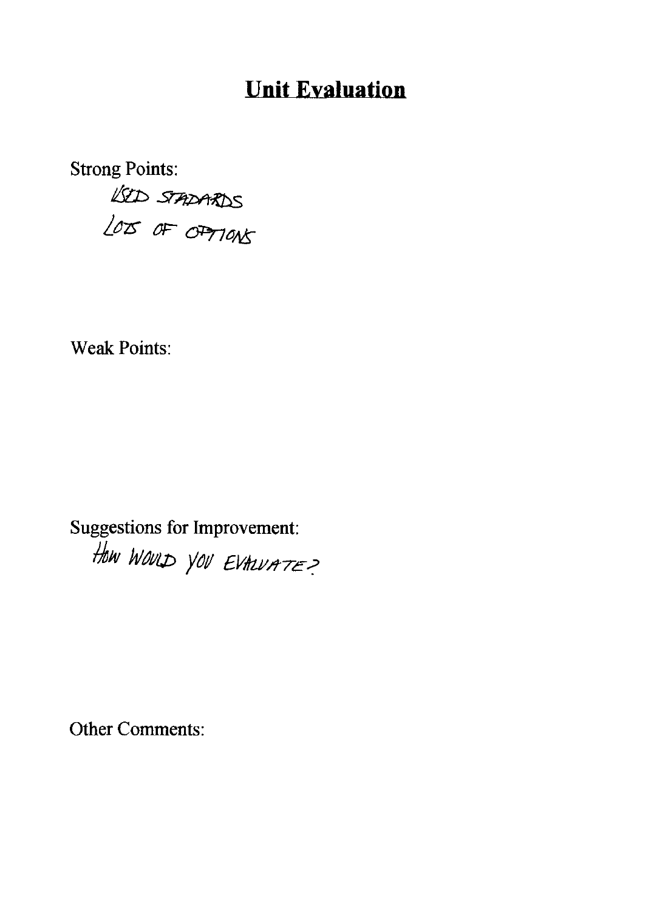# Unit Evaluation

Strong Points:

USED STADARDS

LOTS OF OPTIONS

Weak Points:

Suggestions for Improvement:

HOW WOULD YOU EVALUATE?

Other Comments: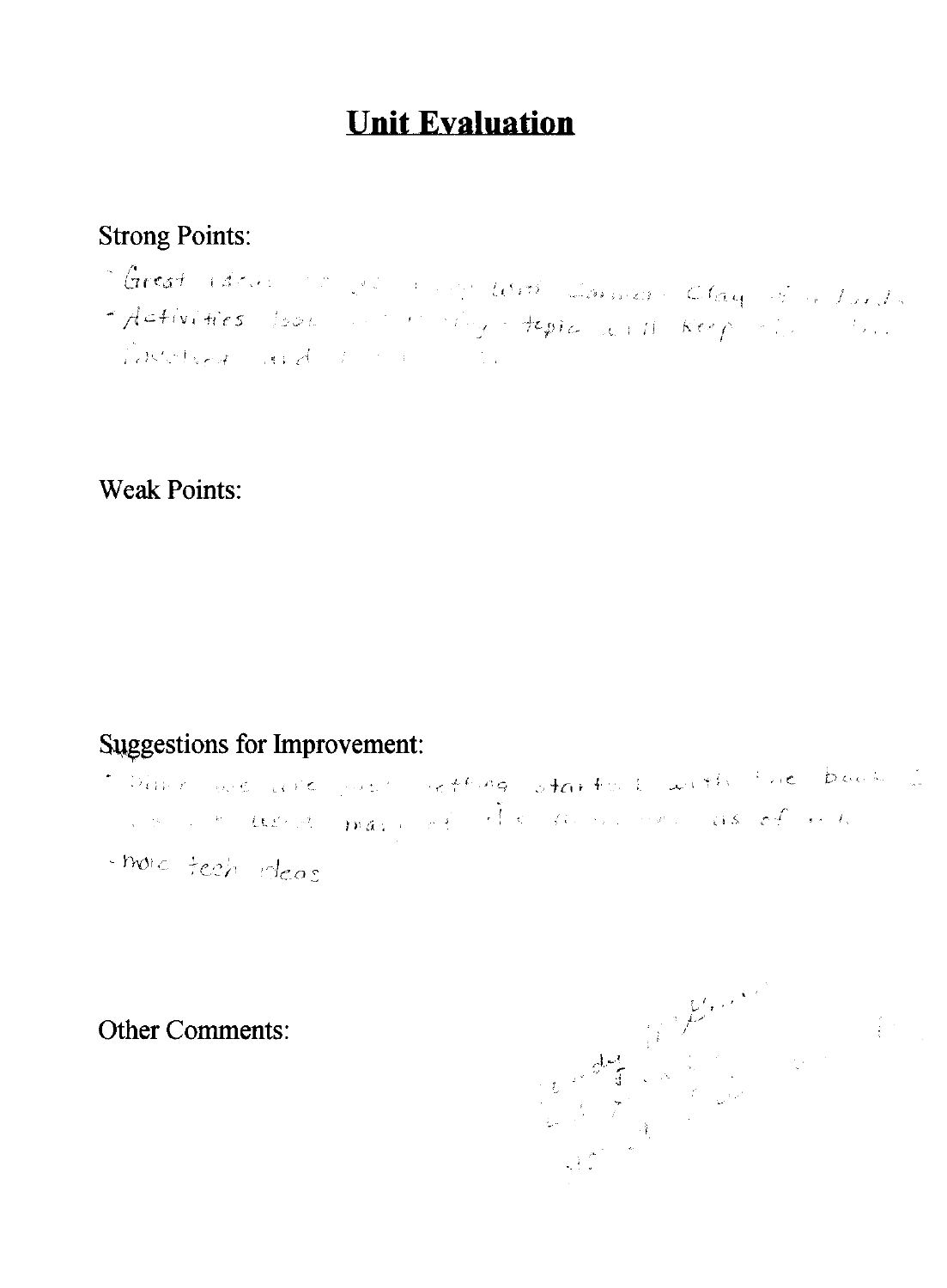# Unit Evaluation

Strong Points:

- Great ideas ... with Cassius Clay ... 
- Activities look ... topic will keep ... involved and ...

Weak Points:

Suggestions for Improvement:

- Since we are just getting started with the book ... used many of the ... as of ...
- more tech ideas

Other Comments: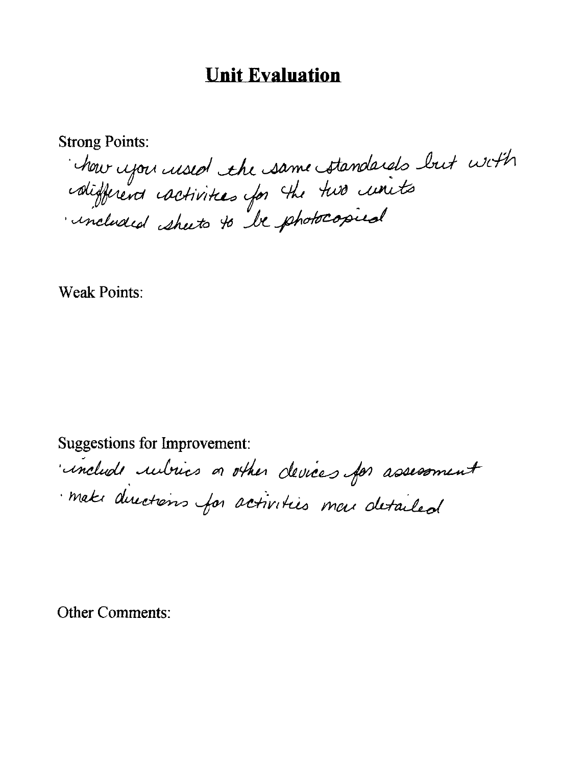# Unit Evaluation

Strong Points:

- how you used the same standards but with different activities for the two units
- included sheets to be photocopied

Weak Points:

Suggestions for Improvement:

- include rubrics or other devices for assessment
- make directions for activities more detailed

Other Comments: